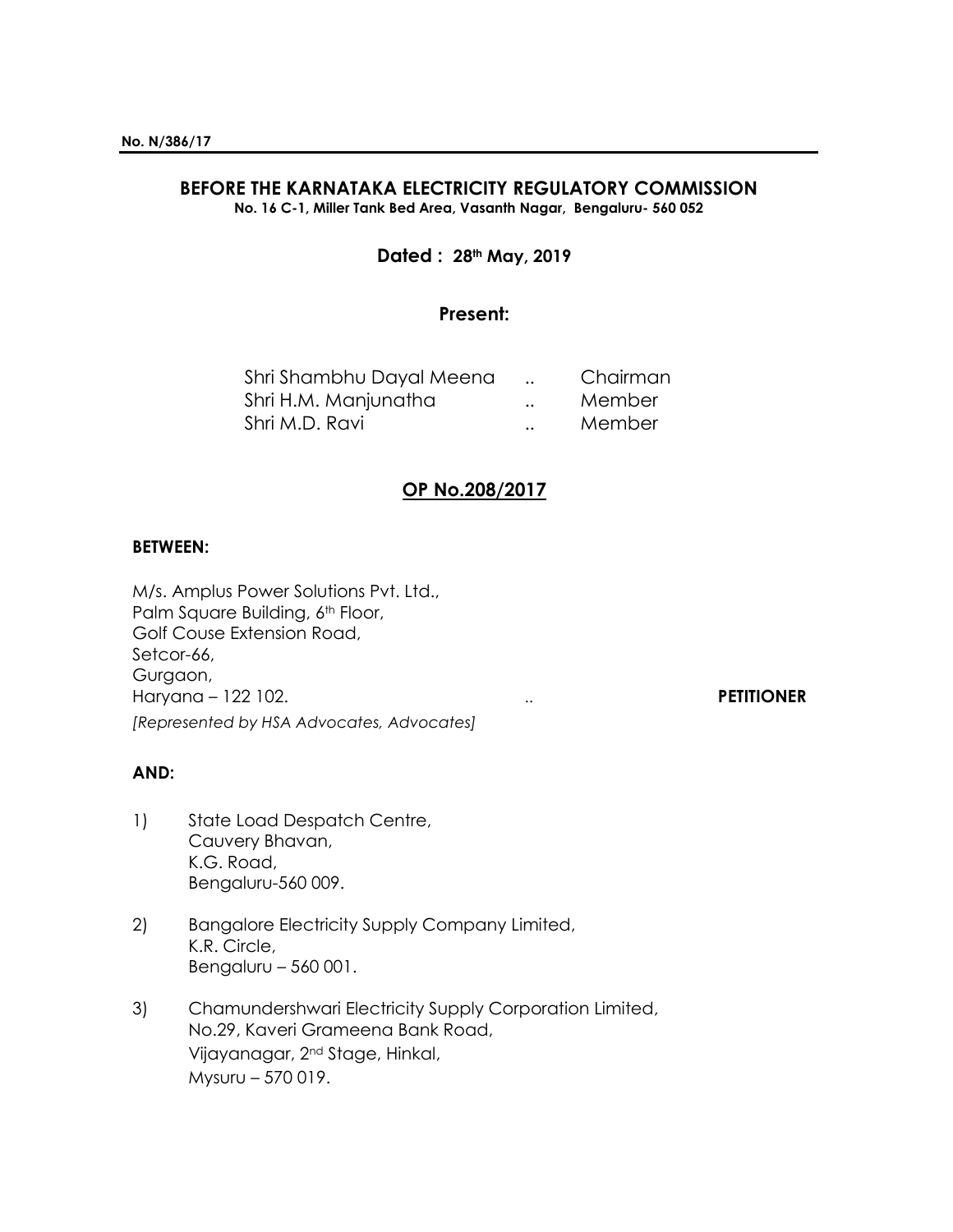**No. N/386/17**

## BEFORE THE KARNATAKA ELECTRICITY REGULATORY COMMISSION

**No. 16 C-1, Miller Tank Bed Area, Vasanth Nagar, Bengaluru- 560 052**

**Dated : 28th May, 2019**

**Present:**

| | | |
|---|---|---|
| Shri Shambhu Dayal Meena | .. | Chairman |
| Shri H.M. Manjunatha | .. | Member |
| Shri M.D. Ravi | .. | Member |

**OP No.208/2017**

**BETWEEN:**

M/s. Amplus Power Solutions Pvt. Ltd.,
Palm Square Building, 6th Floor,
Golf Couse Extension Road,
Setcor-66,
Gurgaon,
Haryana – 122 102. .. **PETITIONER**

*[Represented by HSA Advocates, Advocates]*

**AND:**

1) State Load Despatch Centre,
   Cauvery Bhavan,
   K.G. Road,
   Bengaluru-560 009.

2) Bangalore Electricity Supply Company Limited,
   K.R. Circle,
   Bengaluru – 560 001.

3) Chamundershwari Electricity Supply Corporation Limited,
   No.29, Kaveri Grameena Bank Road,
   Vijayanagar, 2nd Stage, Hinkal,
   Mysuru – 570 019.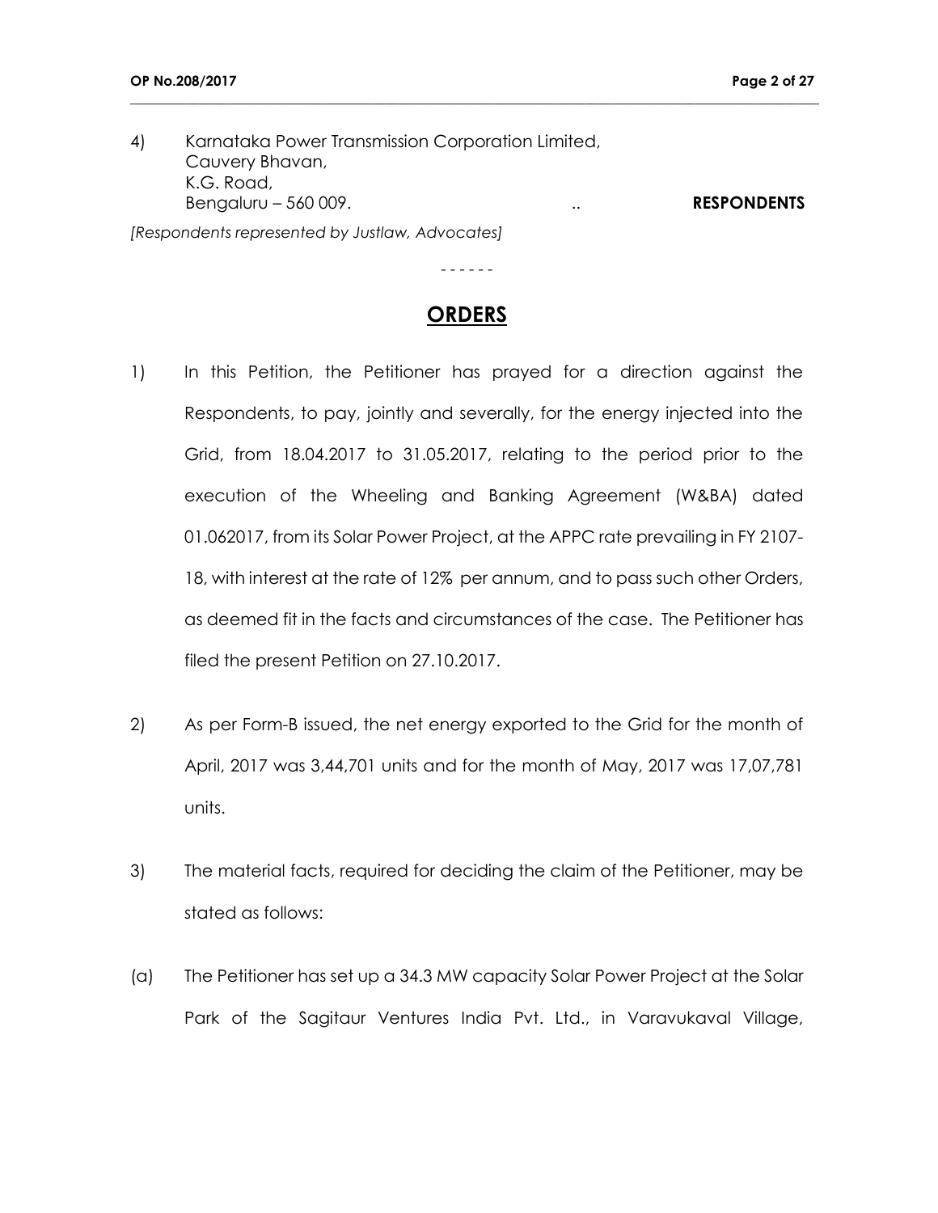4) Karnataka Power Transmission Corporation Limited,
Cauvery Bhavan,
K.G. Road,
Bengaluru – 560 009. .. **RESPONDENTS**

*[Respondents represented by Justlaw, Advocates]*

\- - - - - -

## ORDERS

1) In this Petition, the Petitioner has prayed for a direction against the Respondents, to pay, jointly and severally, for the energy injected into the Grid, from 18.04.2017 to 31.05.2017, relating to the period prior to the execution of the Wheeling and Banking Agreement (W&BA) dated 01.062017, from its Solar Power Project, at the APPC rate prevailing in FY 2107-18, with interest at the rate of 12% per annum, and to pass such other Orders, as deemed fit in the facts and circumstances of the case. The Petitioner has filed the present Petition on 27.10.2017.

2) As per Form-B issued, the net energy exported to the Grid for the month of April, 2017 was 3,44,701 units and for the month of May, 2017 was 17,07,781 units.

3) The material facts, required for deciding the claim of the Petitioner, may be stated as follows:

(a) The Petitioner has set up a 34.3 MW capacity Solar Power Project at the Solar Park of the Sagitaur Ventures India Pvt. Ltd., in Varavukaval Village,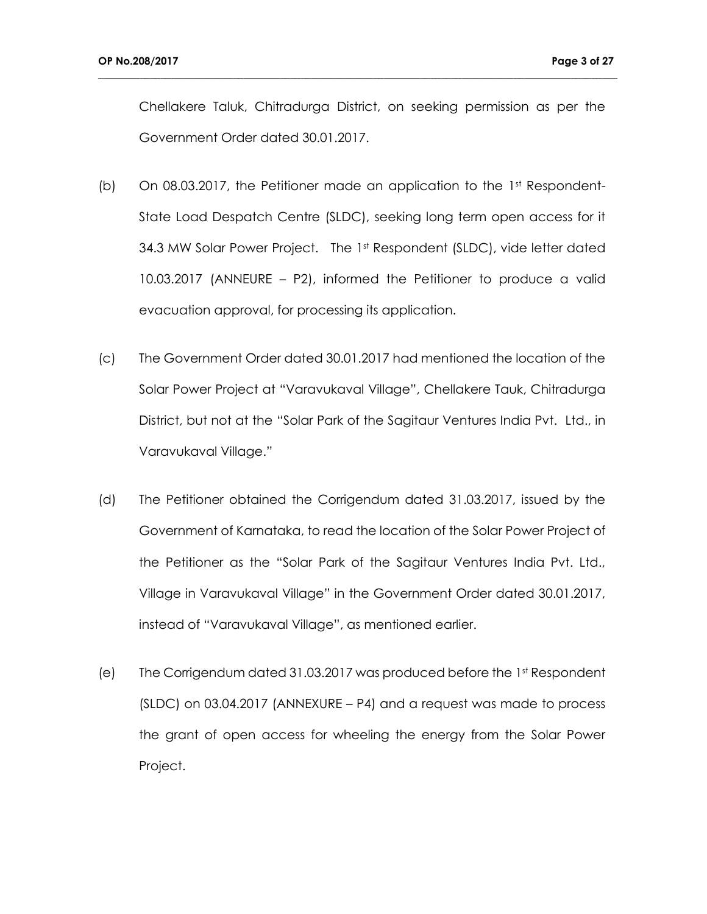Chellakere Taluk, Chitradurga District, on seeking permission as per the Government Order dated 30.01.2017.

(b) On 08.03.2017, the Petitioner made an application to the 1st Respondent-State Load Despatch Centre (SLDC), seeking long term open access for it 34.3 MW Solar Power Project. The 1st Respondent (SLDC), vide letter dated 10.03.2017 (ANNEURE – P2), informed the Petitioner to produce a valid evacuation approval, for processing its application.

(c) The Government Order dated 30.01.2017 had mentioned the location of the Solar Power Project at "Varavukaval Village", Chellakere Tauk, Chitradurga District, but not at the "Solar Park of the Sagitaur Ventures India Pvt. Ltd., in Varavukaval Village."

(d) The Petitioner obtained the Corrigendum dated 31.03.2017, issued by the Government of Karnataka, to read the location of the Solar Power Project of the Petitioner as the "Solar Park of the Sagitaur Ventures India Pvt. Ltd., Village in Varavukaval Village" in the Government Order dated 30.01.2017, instead of "Varavukaval Village", as mentioned earlier.

(e) The Corrigendum dated 31.03.2017 was produced before the 1st Respondent (SLDC) on 03.04.2017 (ANNEXURE – P4) and a request was made to process the grant of open access for wheeling the energy from the Solar Power Project.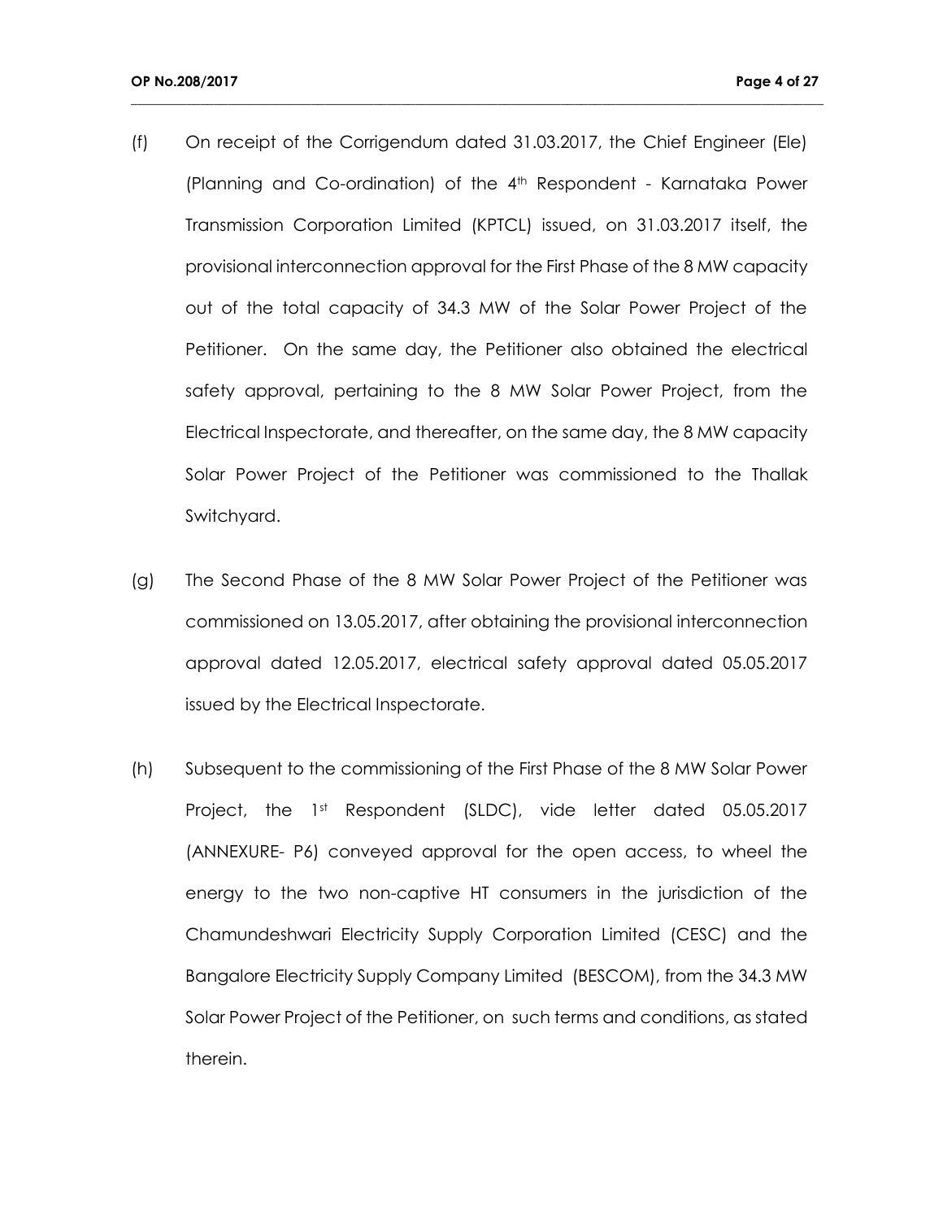(f) On receipt of the Corrigendum dated 31.03.2017, the Chief Engineer (Ele) (Planning and Co-ordination) of the 4th Respondent - Karnataka Power Transmission Corporation Limited (KPTCL) issued, on 31.03.2017 itself, the provisional interconnection approval for the First Phase of the 8 MW capacity out of the total capacity of 34.3 MW of the Solar Power Project of the Petitioner. On the same day, the Petitioner also obtained the electrical safety approval, pertaining to the 8 MW Solar Power Project, from the Electrical Inspectorate, and thereafter, on the same day, the 8 MW capacity Solar Power Project of the Petitioner was commissioned to the Thallak Switchyard.

(g) The Second Phase of the 8 MW Solar Power Project of the Petitioner was commissioned on 13.05.2017, after obtaining the provisional interconnection approval dated 12.05.2017, electrical safety approval dated 05.05.2017 issued by the Electrical Inspectorate.

(h) Subsequent to the commissioning of the First Phase of the 8 MW Solar Power Project, the 1st Respondent (SLDC), vide letter dated 05.05.2017 (ANNEXURE- P6) conveyed approval for the open access, to wheel the energy to the two non-captive HT consumers in the jurisdiction of the Chamundeshwari Electricity Supply Corporation Limited (CESC) and the Bangalore Electricity Supply Company Limited (BESCOM), from the 34.3 MW Solar Power Project of the Petitioner, on such terms and conditions, as stated therein.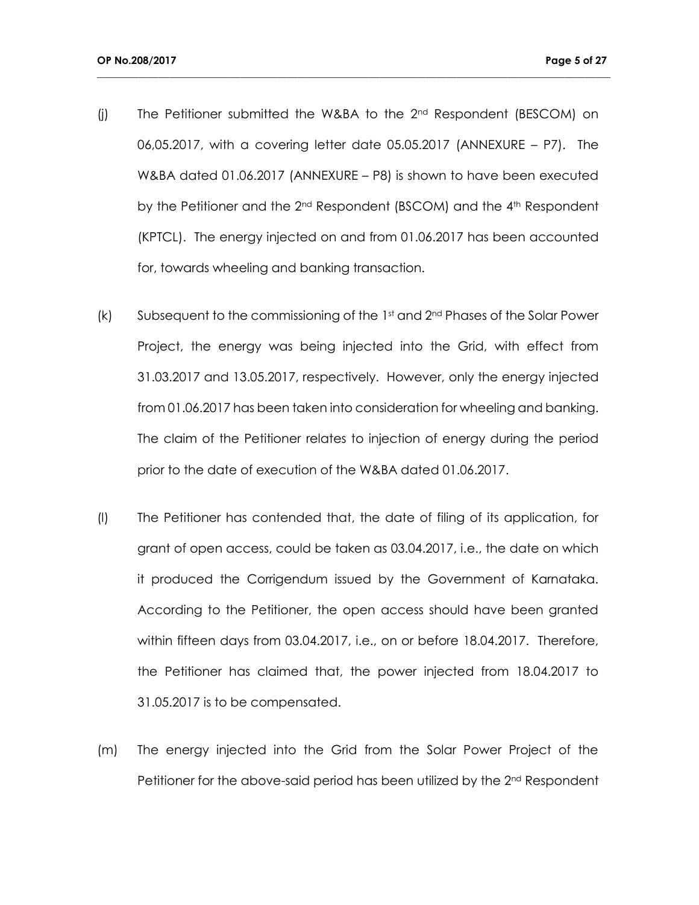(j) The Petitioner submitted the W&BA to the 2nd Respondent (BESCOM) on 06,05.2017, with a covering letter date 05.05.2017 (ANNEXURE – P7). The W&BA dated 01.06.2017 (ANNEXURE – P8) is shown to have been executed by the Petitioner and the 2nd Respondent (BSCOM) and the 4th Respondent (KPTCL). The energy injected on and from 01.06.2017 has been accounted for, towards wheeling and banking transaction.

(k) Subsequent to the commissioning of the 1st and 2nd Phases of the Solar Power Project, the energy was being injected into the Grid, with effect from 31.03.2017 and 13.05.2017, respectively. However, only the energy injected from 01.06.2017 has been taken into consideration for wheeling and banking. The claim of the Petitioner relates to injection of energy during the period prior to the date of execution of the W&BA dated 01.06.2017.

(l) The Petitioner has contended that, the date of filing of its application, for grant of open access, could be taken as 03.04.2017, i.e., the date on which it produced the Corrigendum issued by the Government of Karnataka. According to the Petitioner, the open access should have been granted within fifteen days from 03.04.2017, i.e., on or before 18.04.2017. Therefore, the Petitioner has claimed that, the power injected from 18.04.2017 to 31.05.2017 is to be compensated.

(m) The energy injected into the Grid from the Solar Power Project of the Petitioner for the above-said period has been utilized by the 2nd Respondent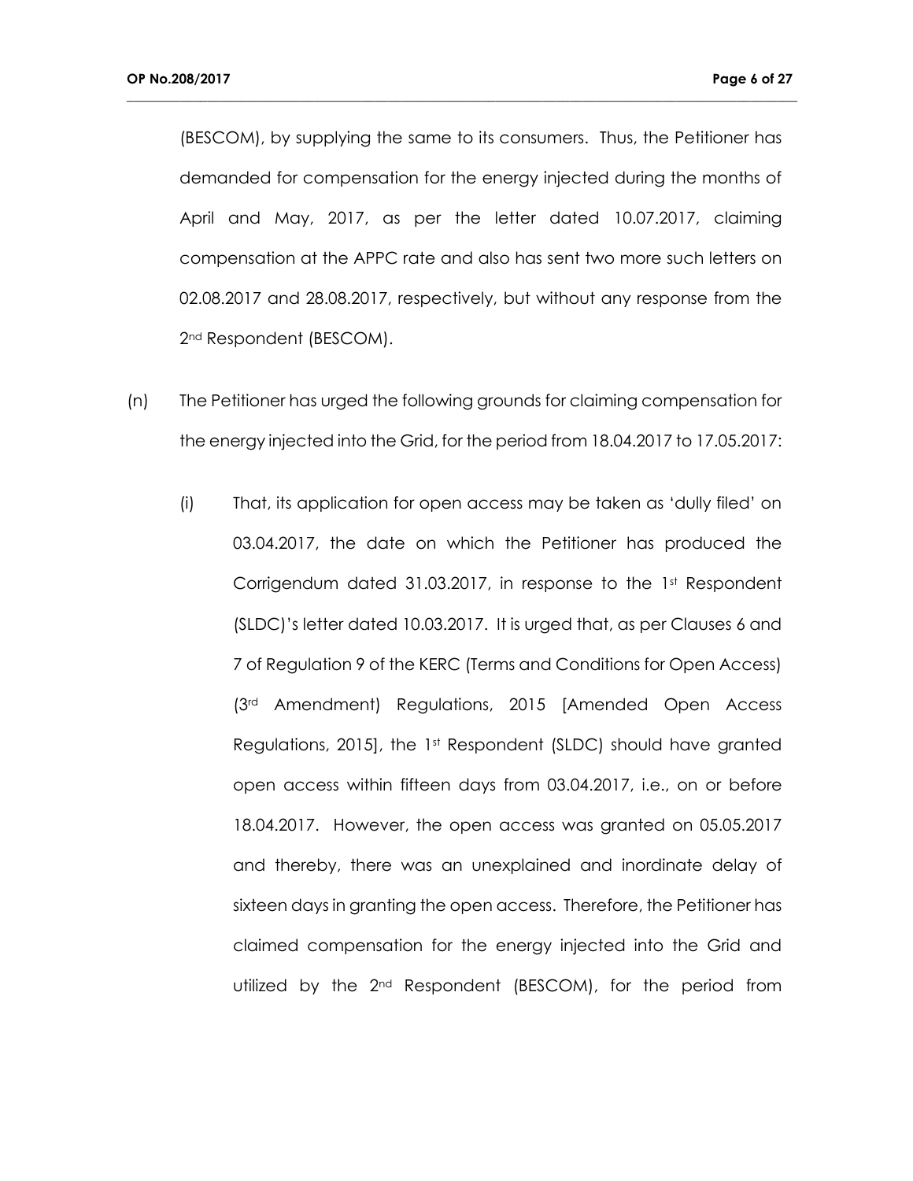(BESCOM), by supplying the same to its consumers. Thus, the Petitioner has demanded for compensation for the energy injected during the months of April and May, 2017, as per the letter dated 10.07.2017, claiming compensation at the APPC rate and also has sent two more such letters on 02.08.2017 and 28.08.2017, respectively, but without any response from the 2nd Respondent (BESCOM).

(n) The Petitioner has urged the following grounds for claiming compensation for the energy injected into the Grid, for the period from 18.04.2017 to 17.05.2017:

(i) That, its application for open access may be taken as 'dully filed' on 03.04.2017, the date on which the Petitioner has produced the Corrigendum dated 31.03.2017, in response to the 1st Respondent (SLDC)'s letter dated 10.03.2017. It is urged that, as per Clauses 6 and 7 of Regulation 9 of the KERC (Terms and Conditions for Open Access) (3rd Amendment) Regulations, 2015 [Amended Open Access Regulations, 2015], the 1st Respondent (SLDC) should have granted open access within fifteen days from 03.04.2017, i.e., on or before 18.04.2017. However, the open access was granted on 05.05.2017 and thereby, there was an unexplained and inordinate delay of sixteen days in granting the open access. Therefore, the Petitioner has claimed compensation for the energy injected into the Grid and utilized by the 2nd Respondent (BESCOM), for the period from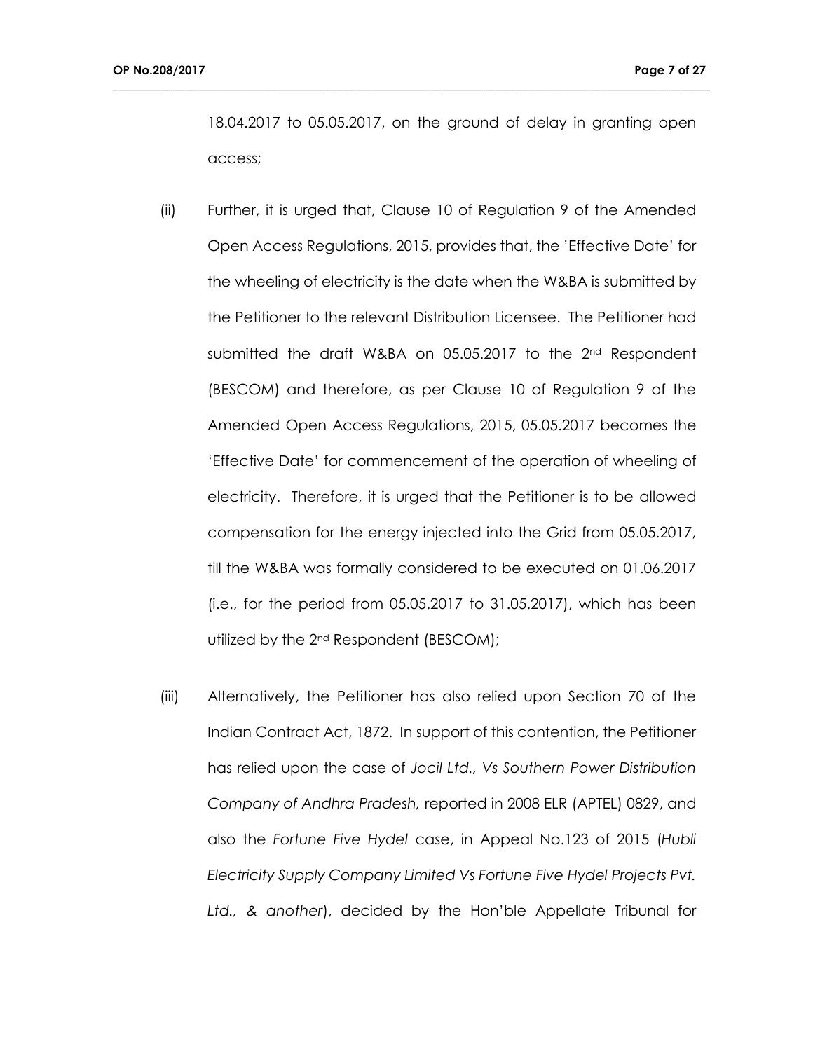18.04.2017 to 05.05.2017, on the ground of delay in granting open access;

(ii) Further, it is urged that, Clause 10 of Regulation 9 of the Amended Open Access Regulations, 2015, provides that, the 'Effective Date' for the wheeling of electricity is the date when the W&BA is submitted by the Petitioner to the relevant Distribution Licensee. The Petitioner had submitted the draft W&BA on 05.05.2017 to the 2nd Respondent (BESCOM) and therefore, as per Clause 10 of Regulation 9 of the Amended Open Access Regulations, 2015, 05.05.2017 becomes the 'Effective Date' for commencement of the operation of wheeling of electricity. Therefore, it is urged that the Petitioner is to be allowed compensation for the energy injected into the Grid from 05.05.2017, till the W&BA was formally considered to be executed on 01.06.2017 (i.e., for the period from 05.05.2017 to 31.05.2017), which has been utilized by the 2nd Respondent (BESCOM);

(iii) Alternatively, the Petitioner has also relied upon Section 70 of the Indian Contract Act, 1872. In support of this contention, the Petitioner has relied upon the case of *Jocil Ltd., Vs Southern Power Distribution Company of Andhra Pradesh,* reported in 2008 ELR (APTEL) 0829, and also the *Fortune Five Hydel* case, in Appeal No.123 of 2015 (*Hubli Electricity Supply Company Limited Vs Fortune Five Hydel Projects Pvt. Ltd., & another*), decided by the Hon'ble Appellate Tribunal for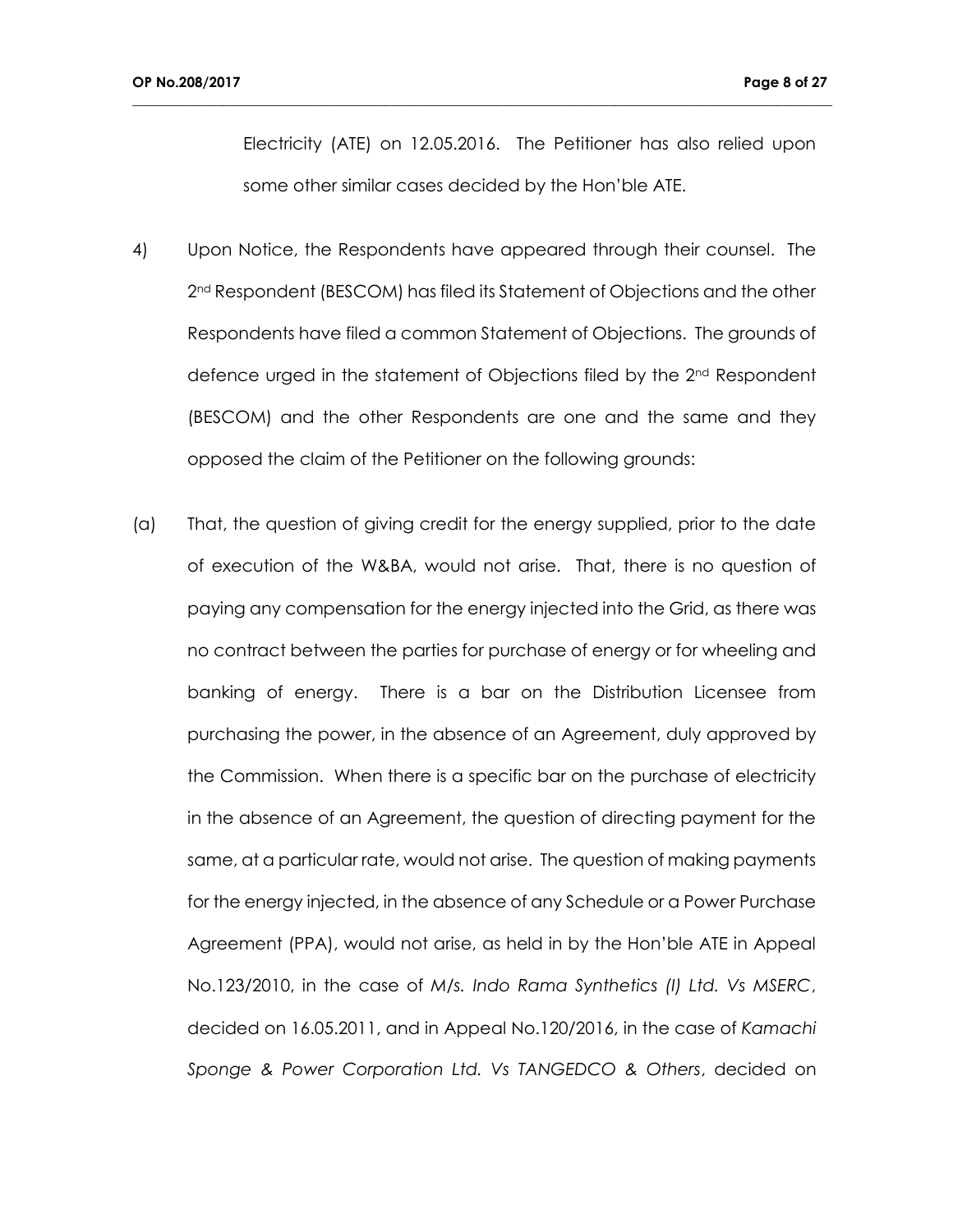Electricity (ATE) on 12.05.2016. The Petitioner has also relied upon some other similar cases decided by the Hon'ble ATE.

4) Upon Notice, the Respondents have appeared through their counsel. The 2nd Respondent (BESCOM) has filed its Statement of Objections and the other Respondents have filed a common Statement of Objections. The grounds of defence urged in the statement of Objections filed by the 2nd Respondent (BESCOM) and the other Respondents are one and the same and they opposed the claim of the Petitioner on the following grounds:

(a) That, the question of giving credit for the energy supplied, prior to the date of execution of the W&BA, would not arise. That, there is no question of paying any compensation for the energy injected into the Grid, as there was no contract between the parties for purchase of energy or for wheeling and banking of energy. There is a bar on the Distribution Licensee from purchasing the power, in the absence of an Agreement, duly approved by the Commission. When there is a specific bar on the purchase of electricity in the absence of an Agreement, the question of directing payment for the same, at a particular rate, would not arise. The question of making payments for the energy injected, in the absence of any Schedule or a Power Purchase Agreement (PPA), would not arise, as held in by the Hon'ble ATE in Appeal No.123/2010, in the case of *M/s. Indo Rama Synthetics (I) Ltd. Vs MSERC*, decided on 16.05.2011, and in Appeal No.120/2016, in the case of *Kamachi Sponge & Power Corporation Ltd. Vs TANGEDCO & Others*, decided on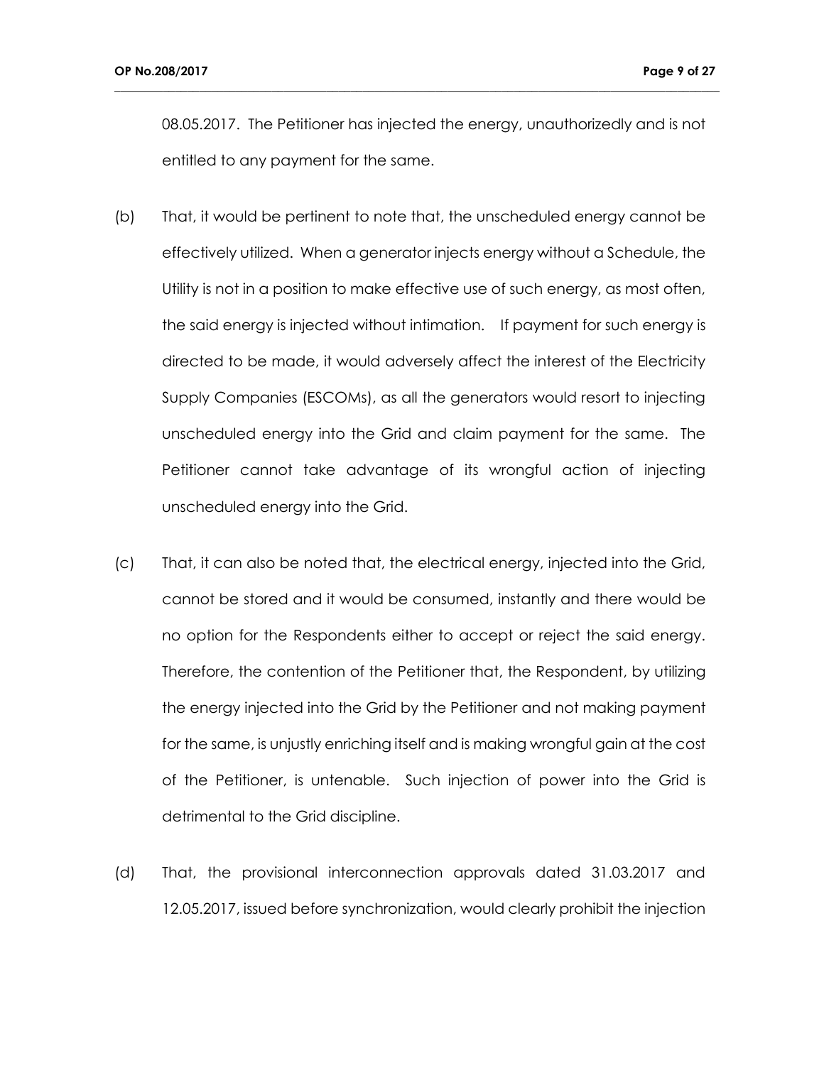08.05.2017. The Petitioner has injected the energy, unauthorizedly and is not entitled to any payment for the same.

(b) That, it would be pertinent to note that, the unscheduled energy cannot be effectively utilized. When a generator injects energy without a Schedule, the Utility is not in a position to make effective use of such energy, as most often, the said energy is injected without intimation. If payment for such energy is directed to be made, it would adversely affect the interest of the Electricity Supply Companies (ESCOMs), as all the generators would resort to injecting unscheduled energy into the Grid and claim payment for the same. The Petitioner cannot take advantage of its wrongful action of injecting unscheduled energy into the Grid.

(c) That, it can also be noted that, the electrical energy, injected into the Grid, cannot be stored and it would be consumed, instantly and there would be no option for the Respondents either to accept or reject the said energy. Therefore, the contention of the Petitioner that, the Respondent, by utilizing the energy injected into the Grid by the Petitioner and not making payment for the same, is unjustly enriching itself and is making wrongful gain at the cost of the Petitioner, is untenable. Such injection of power into the Grid is detrimental to the Grid discipline.

(d) That, the provisional interconnection approvals dated 31.03.2017 and 12.05.2017, issued before synchronization, would clearly prohibit the injection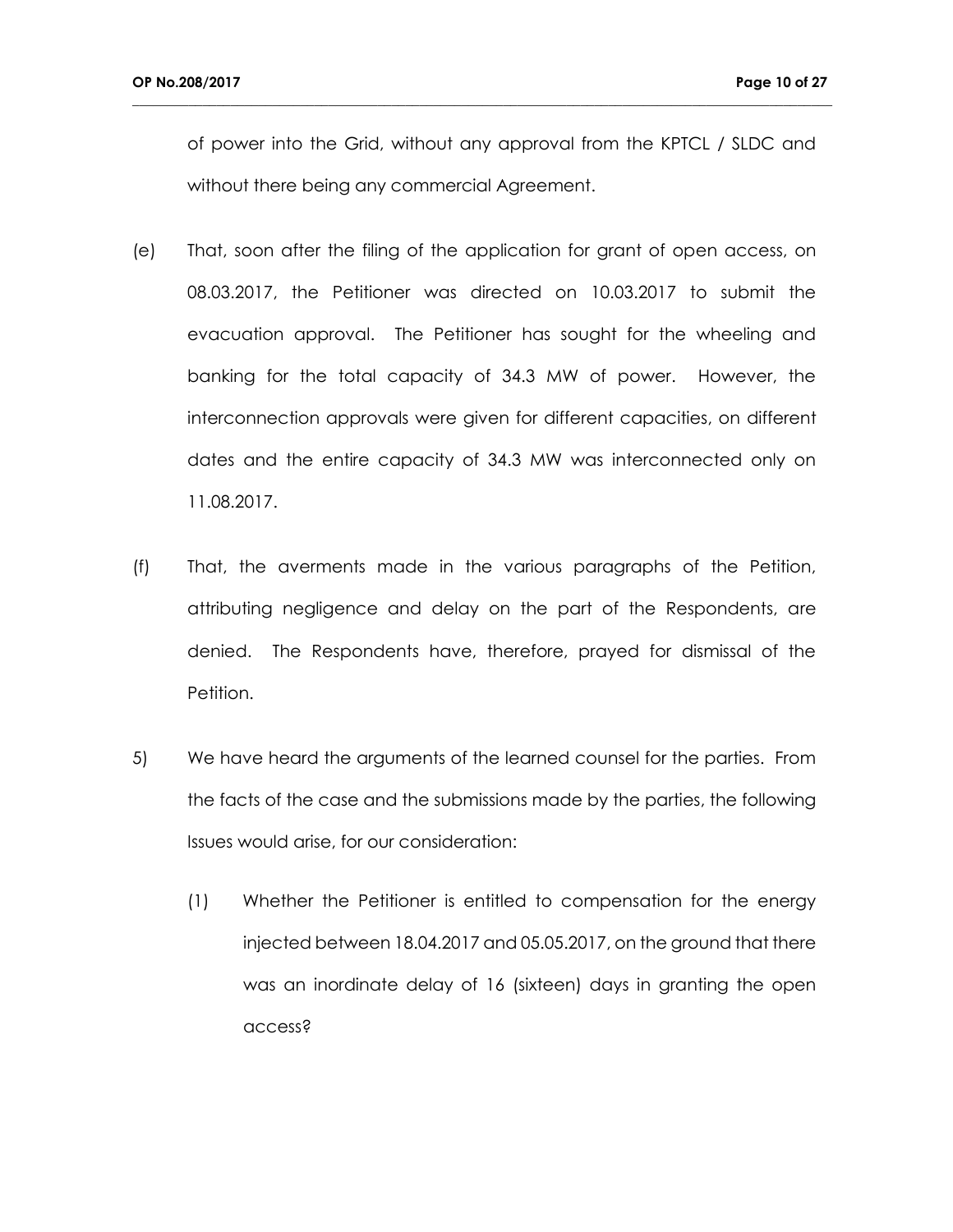of power into the Grid, without any approval from the KPTCL / SLDC and without there being any commercial Agreement.

(e) That, soon after the filing of the application for grant of open access, on 08.03.2017, the Petitioner was directed on 10.03.2017 to submit the evacuation approval. The Petitioner has sought for the wheeling and banking for the total capacity of 34.3 MW of power. However, the interconnection approvals were given for different capacities, on different dates and the entire capacity of 34.3 MW was interconnected only on 11.08.2017.

(f) That, the averments made in the various paragraphs of the Petition, attributing negligence and delay on the part of the Respondents, are denied. The Respondents have, therefore, prayed for dismissal of the Petition.

5) We have heard the arguments of the learned counsel for the parties. From the facts of the case and the submissions made by the parties, the following Issues would arise, for our consideration:

   (1) Whether the Petitioner is entitled to compensation for the energy injected between 18.04.2017 and 05.05.2017, on the ground that there was an inordinate delay of 16 (sixteen) days in granting the open access?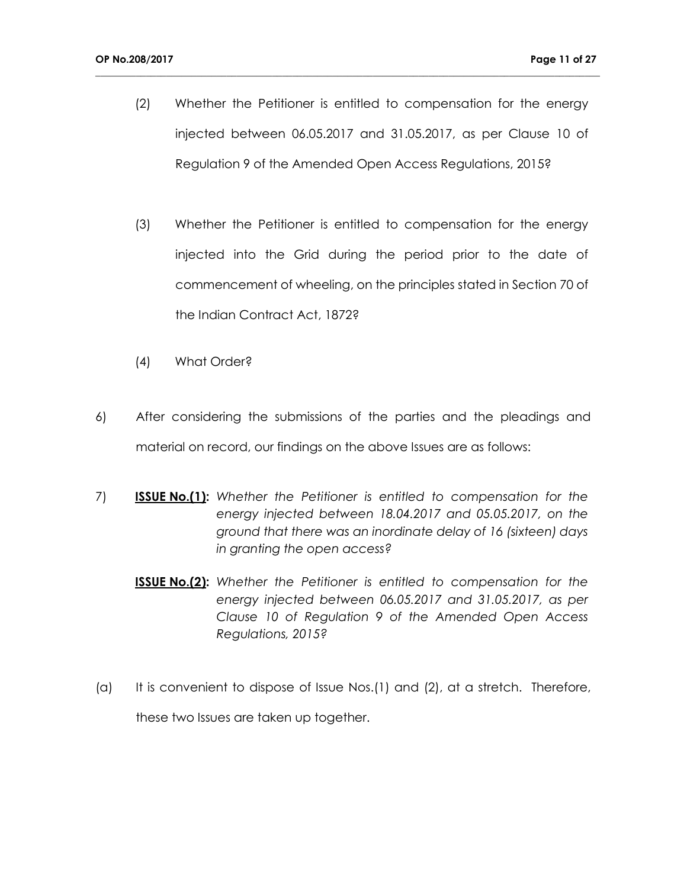(2) Whether the Petitioner is entitled to compensation for the energy injected between 06.05.2017 and 31.05.2017, as per Clause 10 of Regulation 9 of the Amended Open Access Regulations, 2015?

(3) Whether the Petitioner is entitled to compensation for the energy injected into the Grid during the period prior to the date of commencement of wheeling, on the principles stated in Section 70 of the Indian Contract Act, 1872?

(4) What Order?

6) After considering the submissions of the parties and the pleadings and material on record, our findings on the above Issues are as follows:

7) **ISSUE No.(1):** *Whether the Petitioner is entitled to compensation for the energy injected between 18.04.2017 and 05.05.2017, on the ground that there was an inordinate delay of 16 (sixteen) days in granting the open access?*

**ISSUE No.(2):** *Whether the Petitioner is entitled to compensation for the energy injected between 06.05.2017 and 31.05.2017, as per Clause 10 of Regulation 9 of the Amended Open Access Regulations, 2015?*

(a) It is convenient to dispose of Issue Nos.(1) and (2), at a stretch. Therefore, these two Issues are taken up together.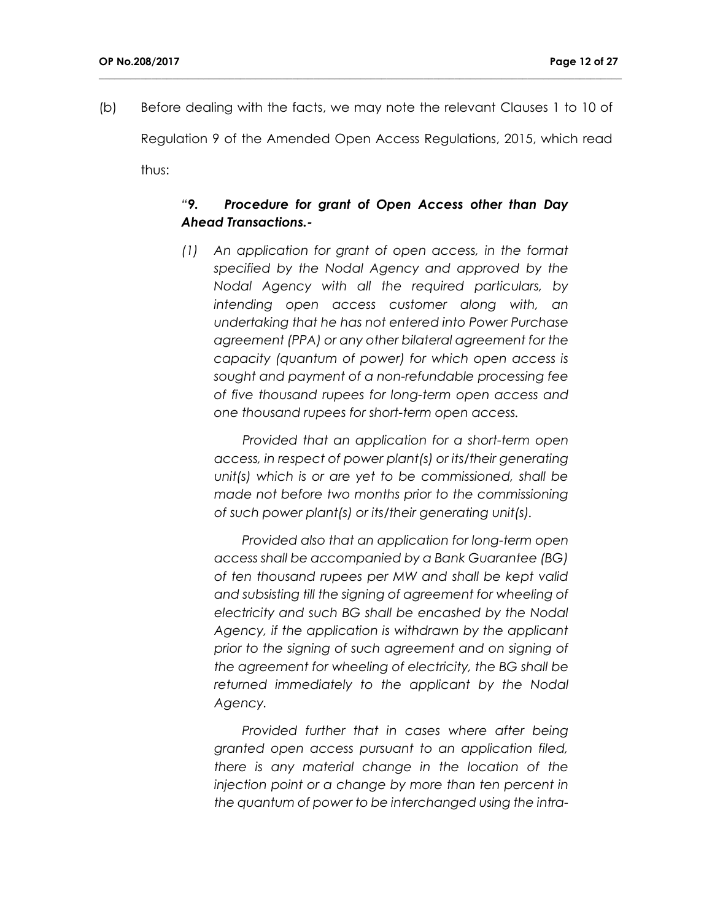(b) Before dealing with the facts, we may note the relevant Clauses 1 to 10 of Regulation 9 of the Amended Open Access Regulations, 2015, which read thus:

> "***9. Procedure for grant of Open Access other than Day Ahead Transactions.-***
>
> *(1) An application for grant of open access, in the format specified by the Nodal Agency and approved by the Nodal Agency with all the required particulars, by intending open access customer along with, an undertaking that he has not entered into Power Purchase agreement (PPA) or any other bilateral agreement for the capacity (quantum of power) for which open access is sought and payment of a non-refundable processing fee of five thousand rupees for long-term open access and one thousand rupees for short-term open access.*
>
> *Provided that an application for a short-term open access, in respect of power plant(s) or its/their generating unit(s) which is or are yet to be commissioned, shall be made not before two months prior to the commissioning of such power plant(s) or its/their generating unit(s).*
>
> *Provided also that an application for long-term open access shall be accompanied by a Bank Guarantee (BG) of ten thousand rupees per MW and shall be kept valid and subsisting till the signing of agreement for wheeling of electricity and such BG shall be encashed by the Nodal Agency, if the application is withdrawn by the applicant prior to the signing of such agreement and on signing of the agreement for wheeling of electricity, the BG shall be returned immediately to the applicant by the Nodal Agency.*
>
> *Provided further that in cases where after being granted open access pursuant to an application filed, there is any material change in the location of the injection point or a change by more than ten percent in the quantum of power to be interchanged using the intra-*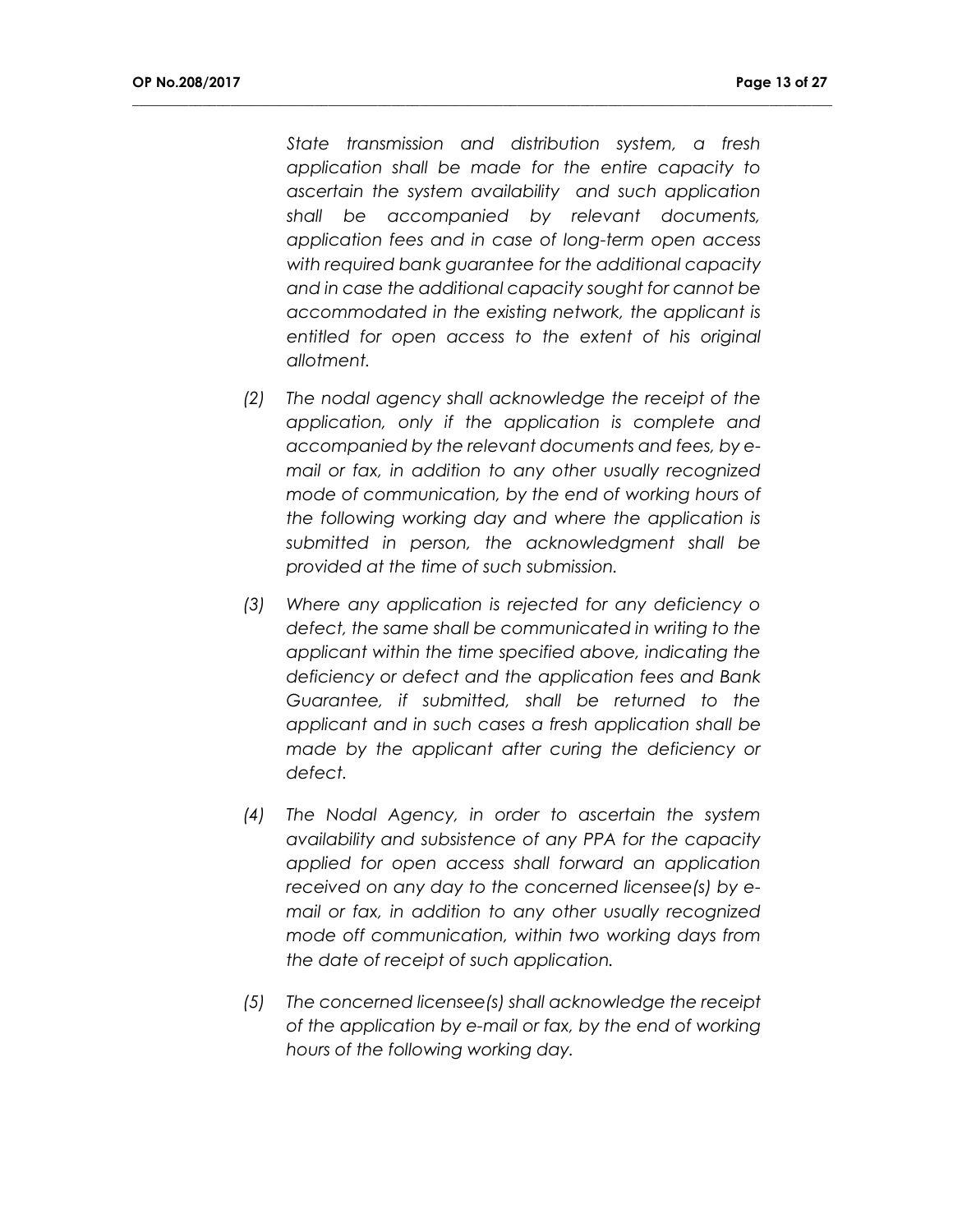*State transmission and distribution system, a fresh application shall be made for the entire capacity to ascertain the system availability and such application shall be accompanied by relevant documents, application fees and in case of long-term open access with required bank guarantee for the additional capacity and in case the additional capacity sought for cannot be accommodated in the existing network, the applicant is entitled for open access to the extent of his original allotment.*

*(2) The nodal agency shall acknowledge the receipt of the application, only if the application is complete and accompanied by the relevant documents and fees, by e-mail or fax, in addition to any other usually recognized mode of communication, by the end of working hours of the following working day and where the application is submitted in person, the acknowledgment shall be provided at the time of such submission.*

*(3) Where any application is rejected for any deficiency o defect, the same shall be communicated in writing to the applicant within the time specified above, indicating the deficiency or defect and the application fees and Bank Guarantee, if submitted, shall be returned to the applicant and in such cases a fresh application shall be made by the applicant after curing the deficiency or defect.*

*(4) The Nodal Agency, in order to ascertain the system availability and subsistence of any PPA for the capacity applied for open access shall forward an application received on any day to the concerned licensee(s) by e-mail or fax, in addition to any other usually recognized mode off communication, within two working days from the date of receipt of such application.*

*(5) The concerned licensee(s) shall acknowledge the receipt of the application by e-mail or fax, by the end of working hours of the following working day.*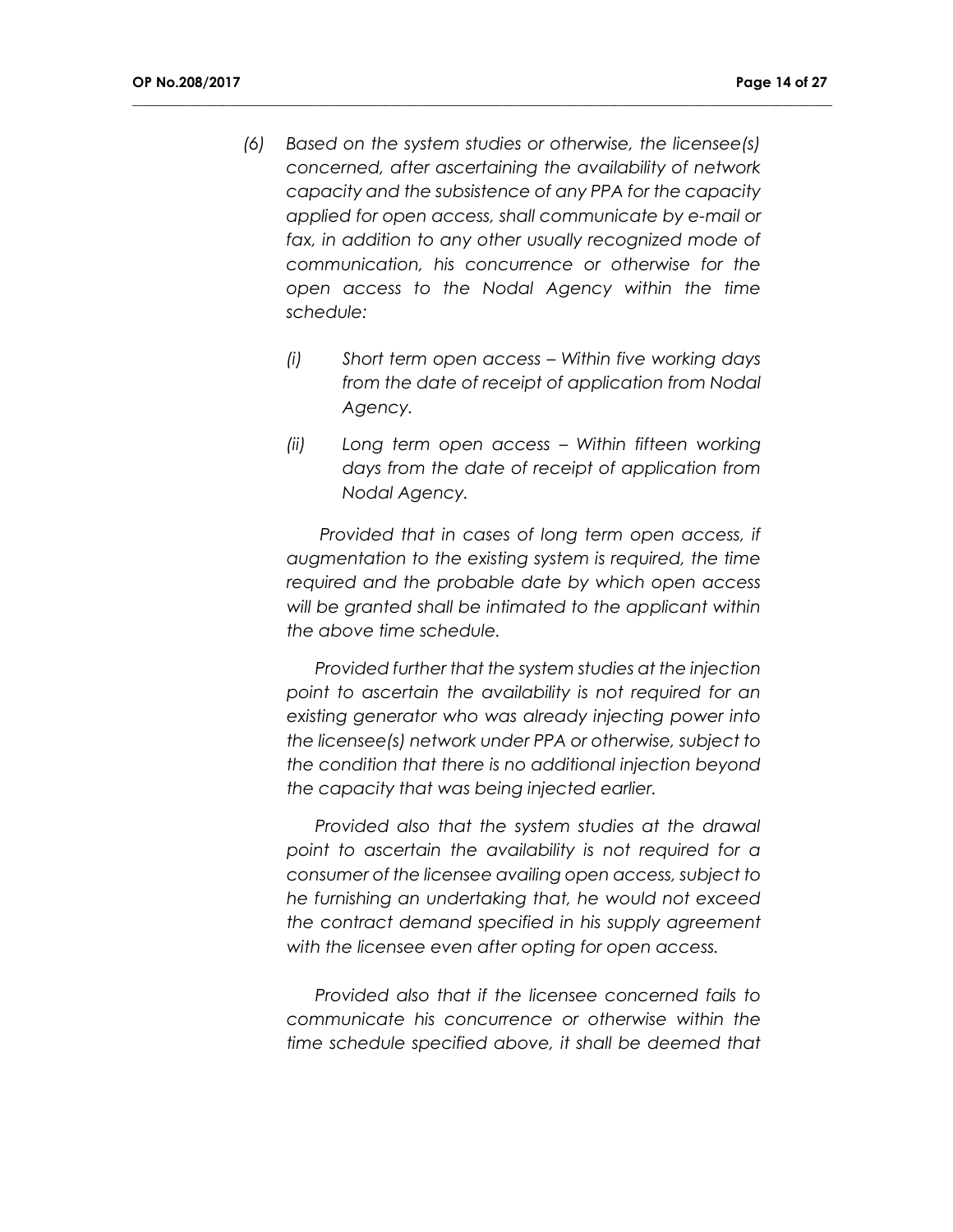*(6) Based on the system studies or otherwise, the licensee(s) concerned, after ascertaining the availability of network capacity and the subsistence of any PPA for the capacity applied for open access, shall communicate by e-mail or fax, in addition to any other usually recognized mode of communication, his concurrence or otherwise for the open access to the Nodal Agency within the time schedule:*

*(i) Short term open access – Within five working days from the date of receipt of application from Nodal Agency.*

*(ii) Long term open access – Within fifteen working days from the date of receipt of application from Nodal Agency.*

*Provided that in cases of long term open access, if augmentation to the existing system is required, the time required and the probable date by which open access will be granted shall be intimated to the applicant within the above time schedule.*

*Provided further that the system studies at the injection point to ascertain the availability is not required for an existing generator who was already injecting power into the licensee(s) network under PPA or otherwise, subject to the condition that there is no additional injection beyond the capacity that was being injected earlier.*

*Provided also that the system studies at the drawal point to ascertain the availability is not required for a consumer of the licensee availing open access, subject to he furnishing an undertaking that, he would not exceed the contract demand specified in his supply agreement with the licensee even after opting for open access.*

*Provided also that if the licensee concerned fails to communicate his concurrence or otherwise within the time schedule specified above, it shall be deemed that*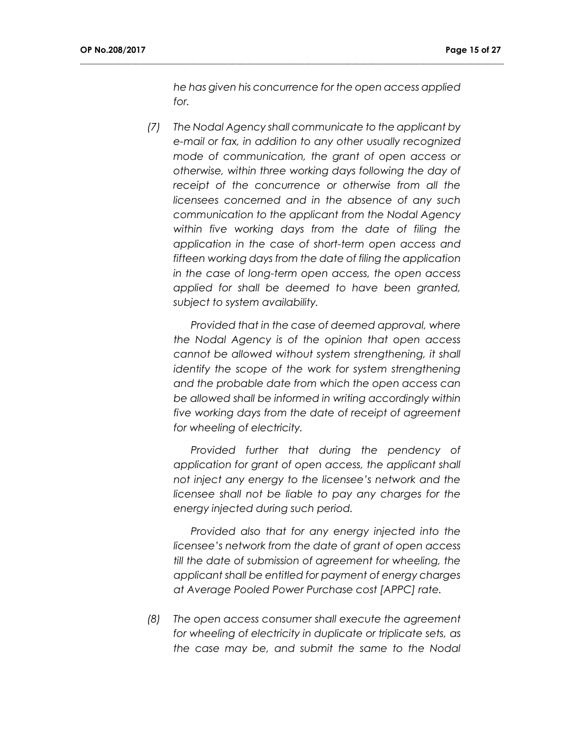*he has given his concurrence for the open access applied for.*

*(7) The Nodal Agency shall communicate to the applicant by e-mail or fax, in addition to any other usually recognized mode of communication, the grant of open access or otherwise, within three working days following the day of receipt of the concurrence or otherwise from all the licensees concerned and in the absence of any such communication to the applicant from the Nodal Agency within five working days from the date of filing the application in the case of short-term open access and fifteen working days from the date of filing the application in the case of long-term open access, the open access applied for shall be deemed to have been granted, subject to system availability.*

*Provided that in the case of deemed approval, where the Nodal Agency is of the opinion that open access cannot be allowed without system strengthening, it shall identify the scope of the work for system strengthening and the probable date from which the open access can be allowed shall be informed in writing accordingly within five working days from the date of receipt of agreement for wheeling of electricity.*

*Provided further that during the pendency of application for grant of open access, the applicant shall not inject any energy to the licensee's network and the licensee shall not be liable to pay any charges for the energy injected during such period.*

*Provided also that for any energy injected into the licensee's network from the date of grant of open access till the date of submission of agreement for wheeling, the applicant shall be entitled for payment of energy charges at Average Pooled Power Purchase cost [APPC] rate.*

*(8) The open access consumer shall execute the agreement for wheeling of electricity in duplicate or triplicate sets, as the case may be, and submit the same to the Nodal*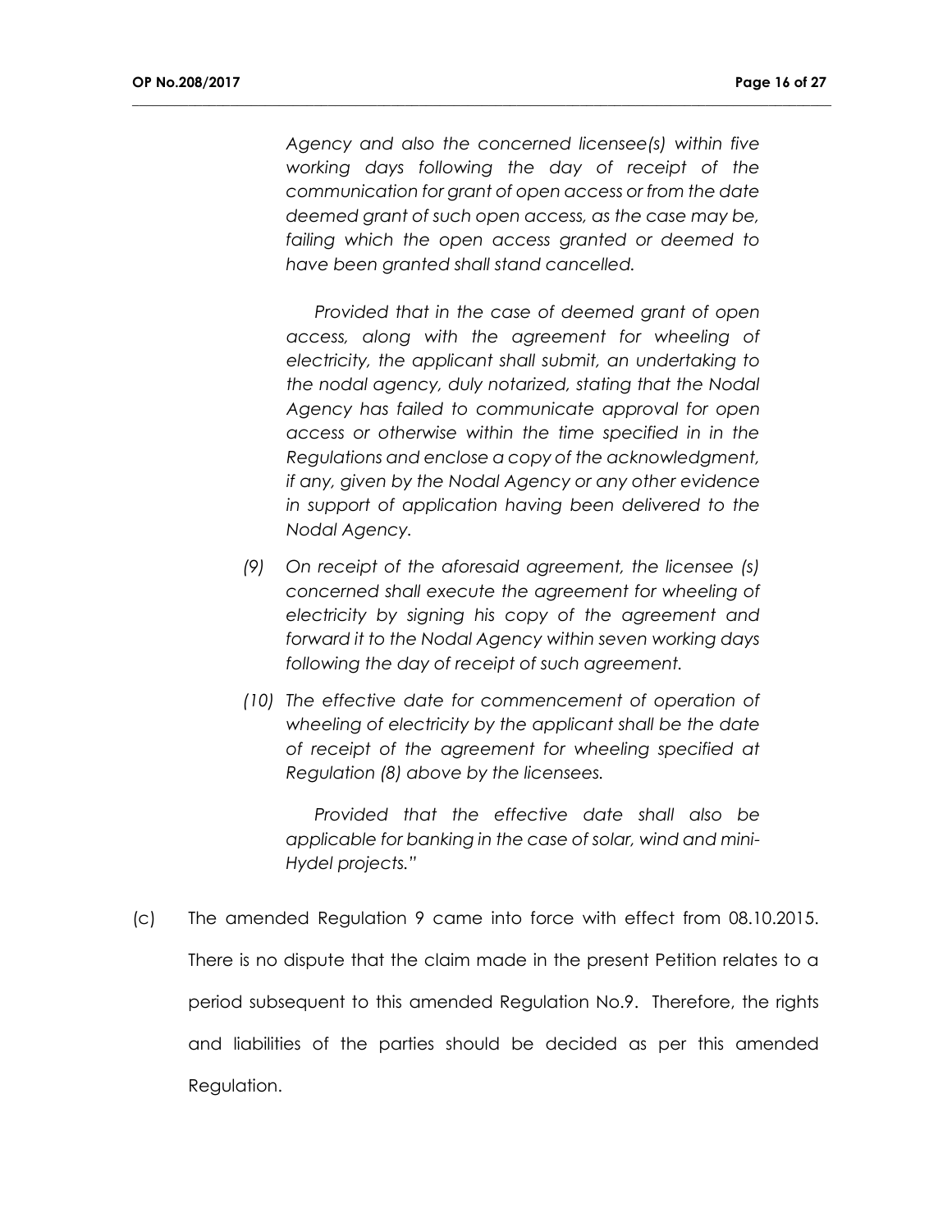*Agency and also the concerned licensee(s) within five working days following the day of receipt of the communication for grant of open access or from the date deemed grant of such open access, as the case may be, failing which the open access granted or deemed to have been granted shall stand cancelled.*

*Provided that in the case of deemed grant of open access, along with the agreement for wheeling of electricity, the applicant shall submit, an undertaking to the nodal agency, duly notarized, stating that the Nodal Agency has failed to communicate approval for open access or otherwise within the time specified in in the Regulations and enclose a copy of the acknowledgment, if any, given by the Nodal Agency or any other evidence in support of application having been delivered to the Nodal Agency.*

*(9) On receipt of the aforesaid agreement, the licensee (s) concerned shall execute the agreement for wheeling of electricity by signing his copy of the agreement and forward it to the Nodal Agency within seven working days following the day of receipt of such agreement.*

*(10) The effective date for commencement of operation of wheeling of electricity by the applicant shall be the date of receipt of the agreement for wheeling specified at Regulation (8) above by the licensees.*

*Provided that the effective date shall also be applicable for banking in the case of solar, wind and mini-Hydel projects."*

(c) The amended Regulation 9 came into force with effect from 08.10.2015. There is no dispute that the claim made in the present Petition relates to a period subsequent to this amended Regulation No.9. Therefore, the rights and liabilities of the parties should be decided as per this amended Regulation.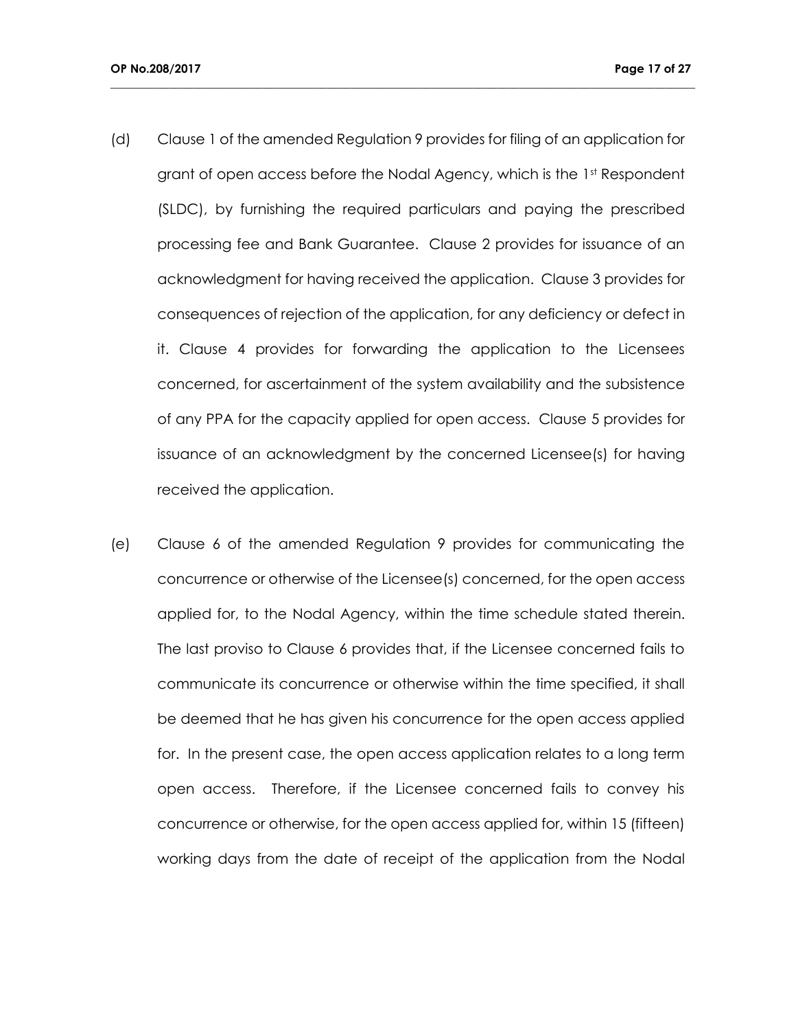(d) Clause 1 of the amended Regulation 9 provides for filing of an application for grant of open access before the Nodal Agency, which is the 1st Respondent (SLDC), by furnishing the required particulars and paying the prescribed processing fee and Bank Guarantee. Clause 2 provides for issuance of an acknowledgment for having received the application. Clause 3 provides for consequences of rejection of the application, for any deficiency or defect in it. Clause 4 provides for forwarding the application to the Licensees concerned, for ascertainment of the system availability and the subsistence of any PPA for the capacity applied for open access. Clause 5 provides for issuance of an acknowledgment by the concerned Licensee(s) for having received the application.

(e) Clause 6 of the amended Regulation 9 provides for communicating the concurrence or otherwise of the Licensee(s) concerned, for the open access applied for, to the Nodal Agency, within the time schedule stated therein. The last proviso to Clause 6 provides that, if the Licensee concerned fails to communicate its concurrence or otherwise within the time specified, it shall be deemed that he has given his concurrence for the open access applied for. In the present case, the open access application relates to a long term open access. Therefore, if the Licensee concerned fails to convey his concurrence or otherwise, for the open access applied for, within 15 (fifteen) working days from the date of receipt of the application from the Nodal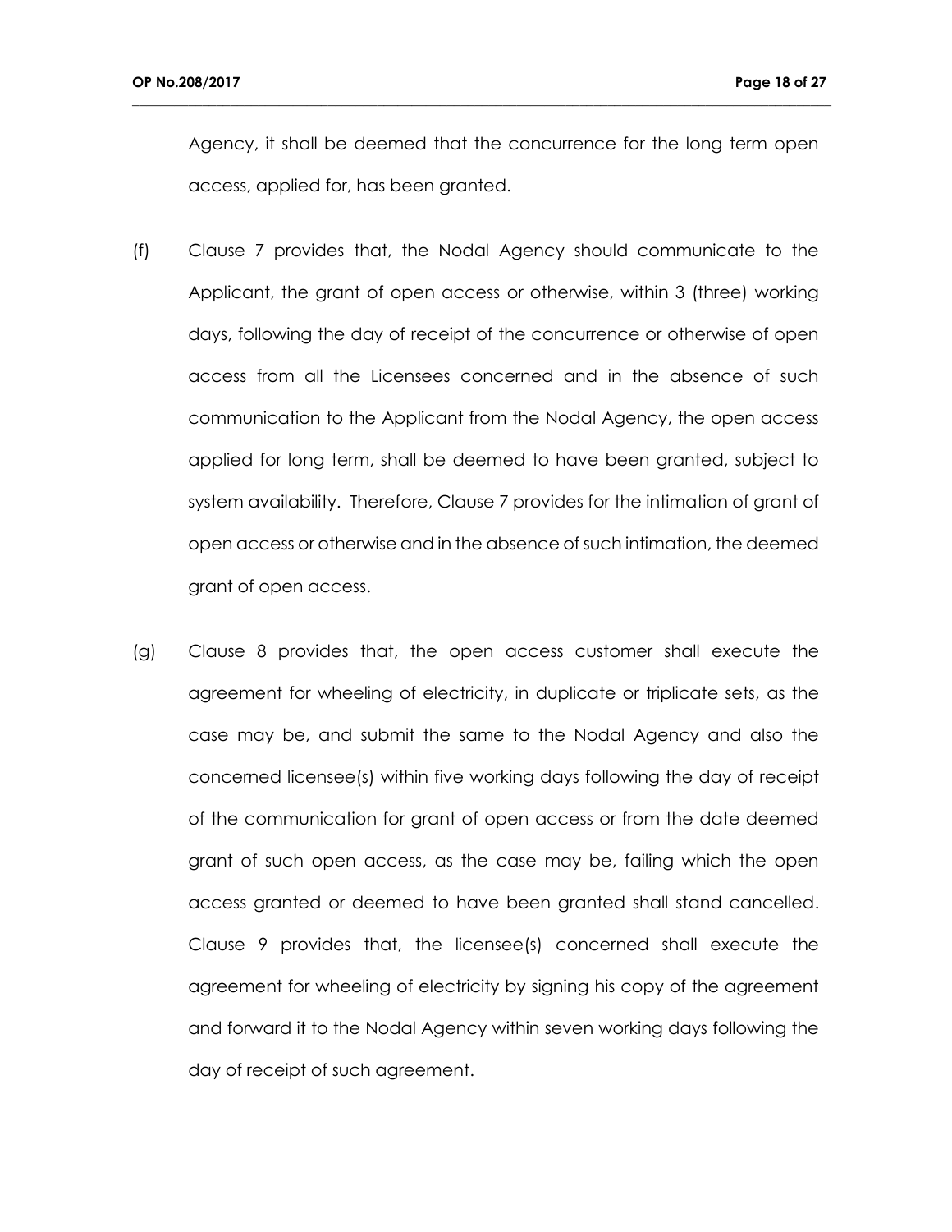Agency, it shall be deemed that the concurrence for the long term open access, applied for, has been granted.

(f) Clause 7 provides that, the Nodal Agency should communicate to the Applicant, the grant of open access or otherwise, within 3 (three) working days, following the day of receipt of the concurrence or otherwise of open access from all the Licensees concerned and in the absence of such communication to the Applicant from the Nodal Agency, the open access applied for long term, shall be deemed to have been granted, subject to system availability. Therefore, Clause 7 provides for the intimation of grant of open access or otherwise and in the absence of such intimation, the deemed grant of open access.

(g) Clause 8 provides that, the open access customer shall execute the agreement for wheeling of electricity, in duplicate or triplicate sets, as the case may be, and submit the same to the Nodal Agency and also the concerned licensee(s) within five working days following the day of receipt of the communication for grant of open access or from the date deemed grant of such open access, as the case may be, failing which the open access granted or deemed to have been granted shall stand cancelled. Clause 9 provides that, the licensee(s) concerned shall execute the agreement for wheeling of electricity by signing his copy of the agreement and forward it to the Nodal Agency within seven working days following the day of receipt of such agreement.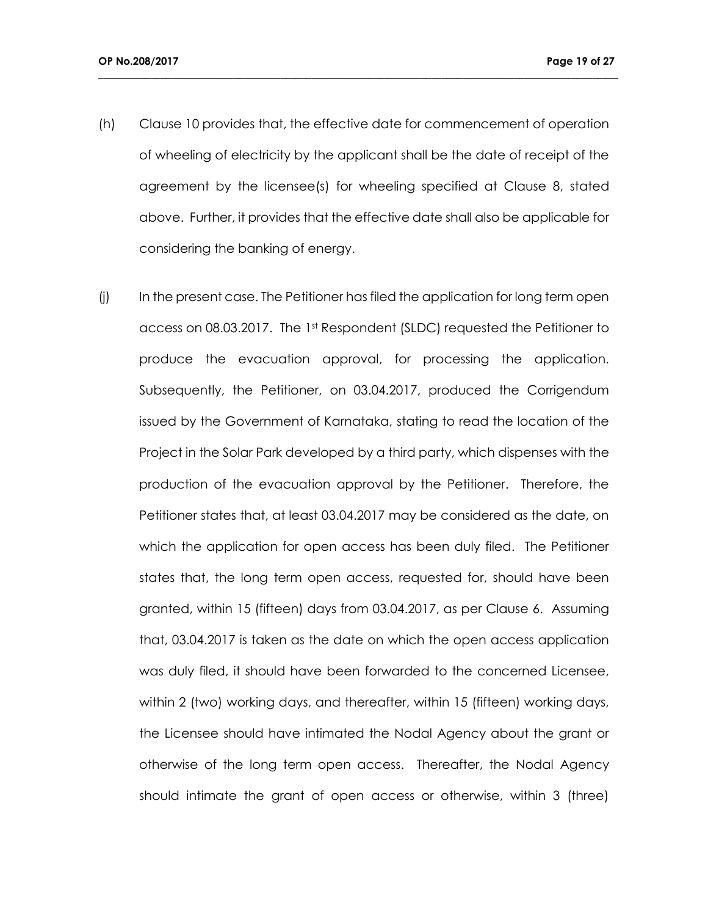(h) Clause 10 provides that, the effective date for commencement of operation of wheeling of electricity by the applicant shall be the date of receipt of the agreement by the licensee(s) for wheeling specified at Clause 8, stated above. Further, it provides that the effective date shall also be applicable for considering the banking of energy.

(j) In the present case. The Petitioner has filed the application for long term open access on 08.03.2017. The 1st Respondent (SLDC) requested the Petitioner to produce the evacuation approval, for processing the application. Subsequently, the Petitioner, on 03.04.2017, produced the Corrigendum issued by the Government of Karnataka, stating to read the location of the Project in the Solar Park developed by a third party, which dispenses with the production of the evacuation approval by the Petitioner. Therefore, the Petitioner states that, at least 03.04.2017 may be considered as the date, on which the application for open access has been duly filed. The Petitioner states that, the long term open access, requested for, should have been granted, within 15 (fifteen) days from 03.04.2017, as per Clause 6. Assuming that, 03.04.2017 is taken as the date on which the open access application was duly filed, it should have been forwarded to the concerned Licensee, within 2 (two) working days, and thereafter, within 15 (fifteen) working days, the Licensee should have intimated the Nodal Agency about the grant or otherwise of the long term open access. Thereafter, the Nodal Agency should intimate the grant of open access or otherwise, within 3 (three)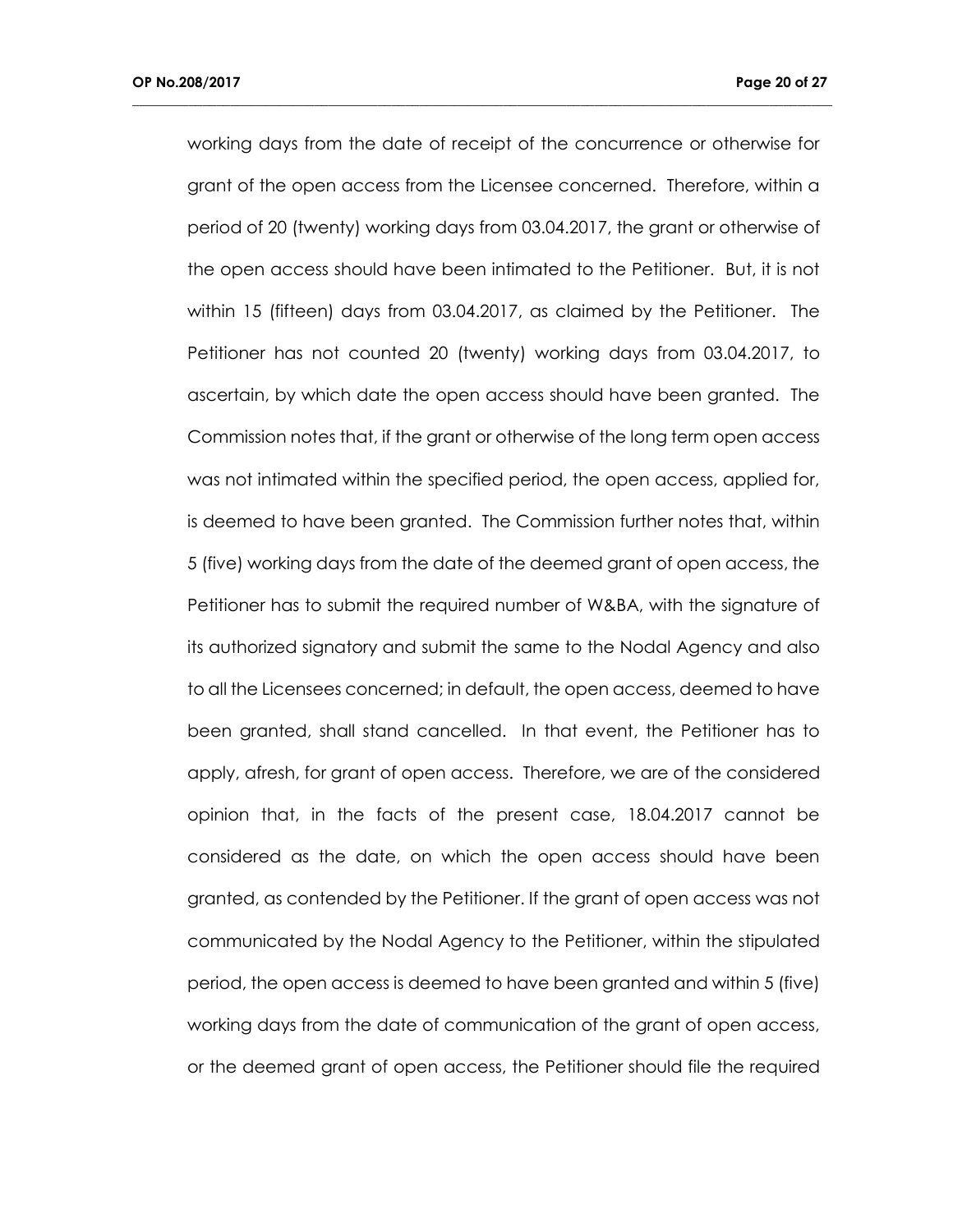working days from the date of receipt of the concurrence or otherwise for grant of the open access from the Licensee concerned. Therefore, within a period of 20 (twenty) working days from 03.04.2017, the grant or otherwise of the open access should have been intimated to the Petitioner. But, it is not within 15 (fifteen) days from 03.04.2017, as claimed by the Petitioner. The Petitioner has not counted 20 (twenty) working days from 03.04.2017, to ascertain, by which date the open access should have been granted. The Commission notes that, if the grant or otherwise of the long term open access was not intimated within the specified period, the open access, applied for, is deemed to have been granted. The Commission further notes that, within 5 (five) working days from the date of the deemed grant of open access, the Petitioner has to submit the required number of W&BA, with the signature of its authorized signatory and submit the same to the Nodal Agency and also to all the Licensees concerned; in default, the open access, deemed to have been granted, shall stand cancelled. In that event, the Petitioner has to apply, afresh, for grant of open access. Therefore, we are of the considered opinion that, in the facts of the present case, 18.04.2017 cannot be considered as the date, on which the open access should have been granted, as contended by the Petitioner. If the grant of open access was not communicated by the Nodal Agency to the Petitioner, within the stipulated period, the open access is deemed to have been granted and within 5 (five) working days from the date of communication of the grant of open access, or the deemed grant of open access, the Petitioner should file the required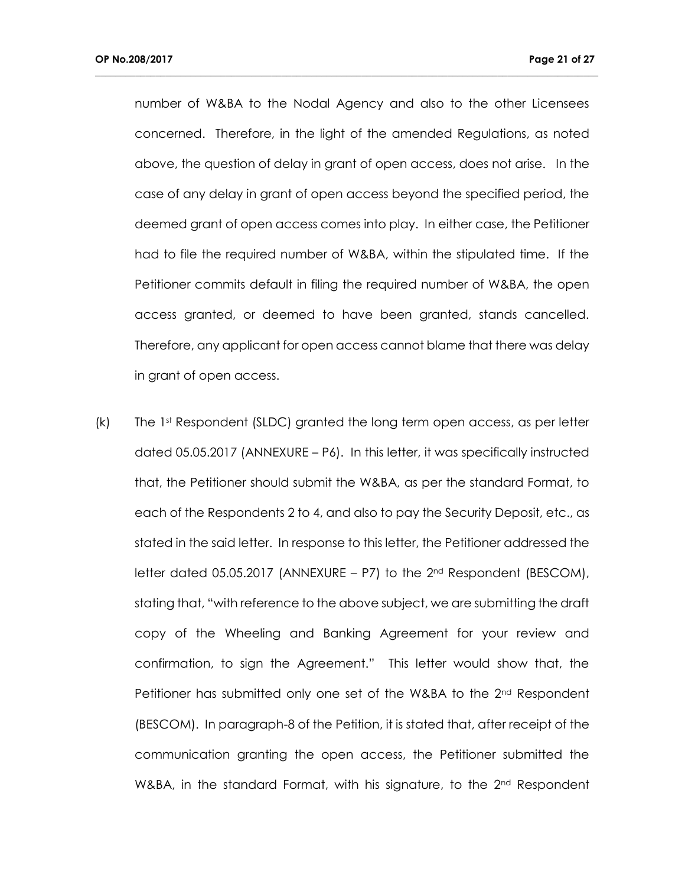number of W&BA to the Nodal Agency and also to the other Licensees concerned. Therefore, in the light of the amended Regulations, as noted above, the question of delay in grant of open access, does not arise. In the case of any delay in grant of open access beyond the specified period, the deemed grant of open access comes into play. In either case, the Petitioner had to file the required number of W&BA, within the stipulated time. If the Petitioner commits default in filing the required number of W&BA, the open access granted, or deemed to have been granted, stands cancelled. Therefore, any applicant for open access cannot blame that there was delay in grant of open access.

(k) The 1st Respondent (SLDC) granted the long term open access, as per letter dated 05.05.2017 (ANNEXURE – P6). In this letter, it was specifically instructed that, the Petitioner should submit the W&BA, as per the standard Format, to each of the Respondents 2 to 4, and also to pay the Security Deposit, etc., as stated in the said letter. In response to this letter, the Petitioner addressed the letter dated 05.05.2017 (ANNEXURE – P7) to the 2nd Respondent (BESCOM), stating that, "with reference to the above subject, we are submitting the draft copy of the Wheeling and Banking Agreement for your review and confirmation, to sign the Agreement." This letter would show that, the Petitioner has submitted only one set of the W&BA to the 2nd Respondent (BESCOM). In paragraph-8 of the Petition, it is stated that, after receipt of the communication granting the open access, the Petitioner submitted the W&BA, in the standard Format, with his signature, to the 2nd Respondent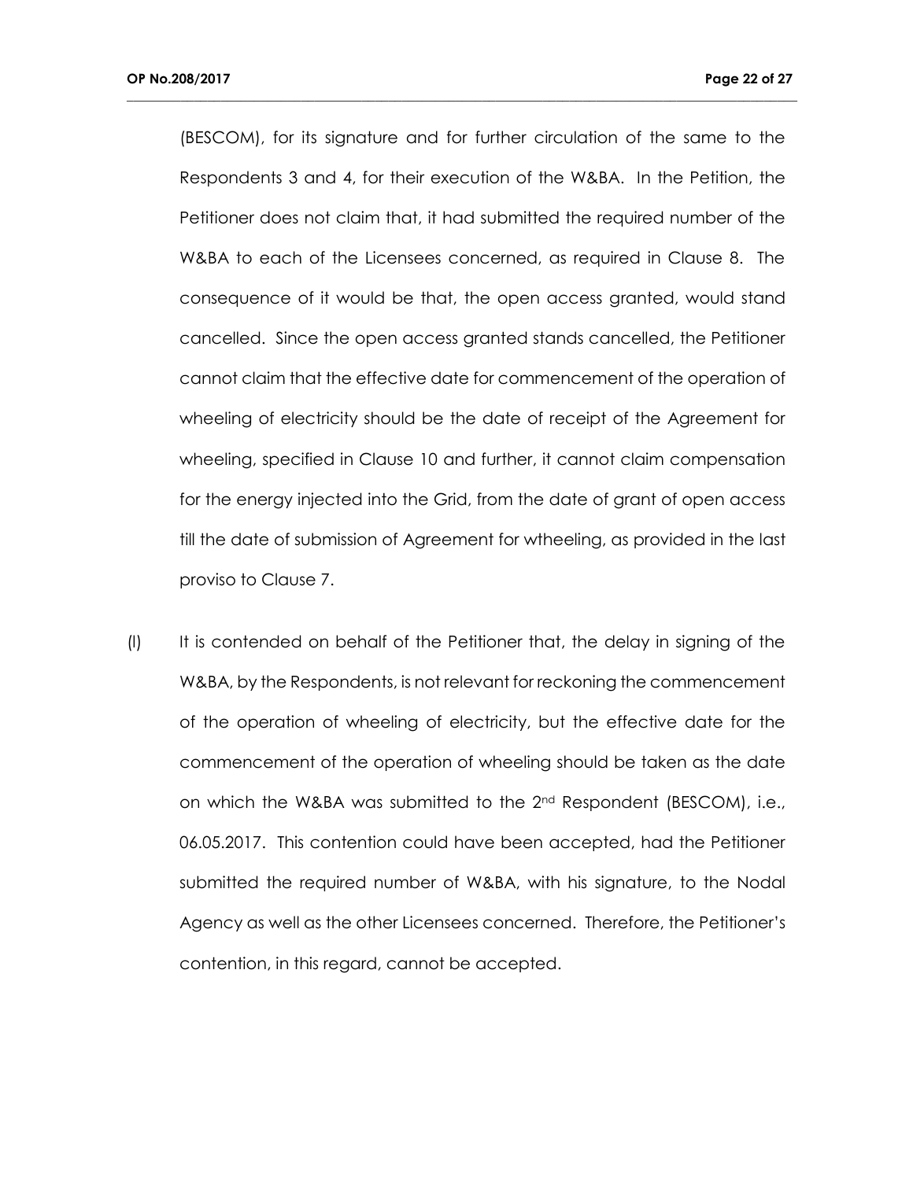(BESCOM), for its signature and for further circulation of the same to the Respondents 3 and 4, for their execution of the W&BA. In the Petition, the Petitioner does not claim that, it had submitted the required number of the W&BA to each of the Licensees concerned, as required in Clause 8. The consequence of it would be that, the open access granted, would stand cancelled. Since the open access granted stands cancelled, the Petitioner cannot claim that the effective date for commencement of the operation of wheeling of electricity should be the date of receipt of the Agreement for wheeling, specified in Clause 10 and further, it cannot claim compensation for the energy injected into the Grid, from the date of grant of open access till the date of submission of Agreement for wtheeling, as provided in the last proviso to Clause 7.

(l) It is contended on behalf of the Petitioner that, the delay in signing of the W&BA, by the Respondents, is not relevant for reckoning the commencement of the operation of wheeling of electricity, but the effective date for the commencement of the operation of wheeling should be taken as the date on which the W&BA was submitted to the 2nd Respondent (BESCOM), i.e., 06.05.2017. This contention could have been accepted, had the Petitioner submitted the required number of W&BA, with his signature, to the Nodal Agency as well as the other Licensees concerned. Therefore, the Petitioner's contention, in this regard, cannot be accepted.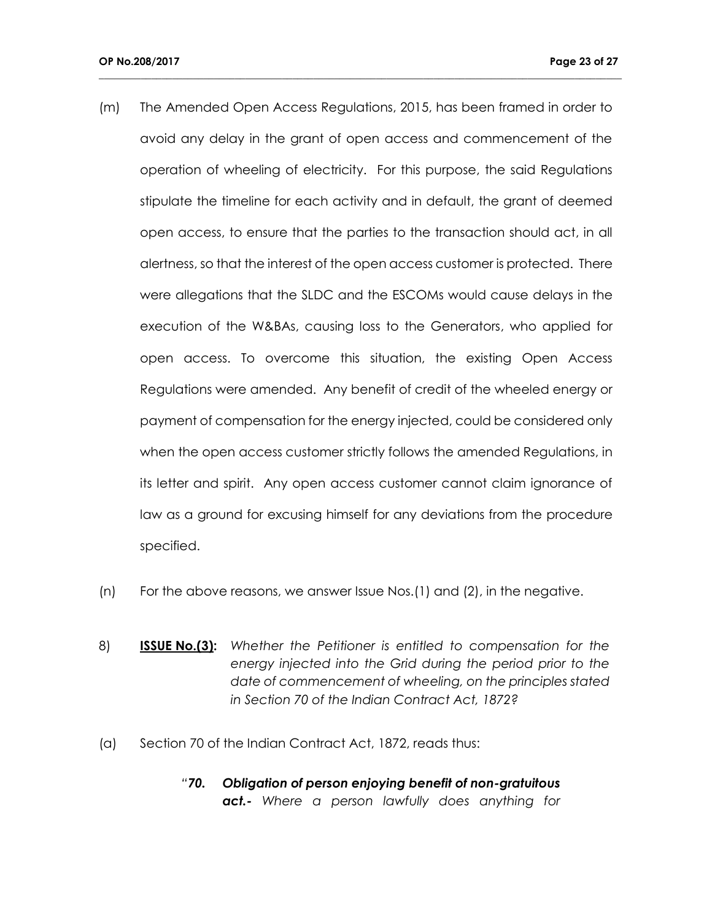(m) The Amended Open Access Regulations, 2015, has been framed in order to avoid any delay in the grant of open access and commencement of the operation of wheeling of electricity. For this purpose, the said Regulations stipulate the timeline for each activity and in default, the grant of deemed open access, to ensure that the parties to the transaction should act, in all alertness, so that the interest of the open access customer is protected. There were allegations that the SLDC and the ESCOMs would cause delays in the execution of the W&BAs, causing loss to the Generators, who applied for open access. To overcome this situation, the existing Open Access Regulations were amended. Any benefit of credit of the wheeled energy or payment of compensation for the energy injected, could be considered only when the open access customer strictly follows the amended Regulations, in its letter and spirit. Any open access customer cannot claim ignorance of law as a ground for excusing himself for any deviations from the procedure specified.

(n) For the above reasons, we answer Issue Nos.(1) and (2), in the negative.

8) **ISSUE No.(3):** *Whether the Petitioner is entitled to compensation for the energy injected into the Grid during the period prior to the date of commencement of wheeling, on the principles stated in Section 70 of the Indian Contract Act, 1872?*

(a) Section 70 of the Indian Contract Act, 1872, reads thus:

> "***70. Obligation of person enjoying benefit of non-gratuitous act.-*** *Where a person lawfully does anything for*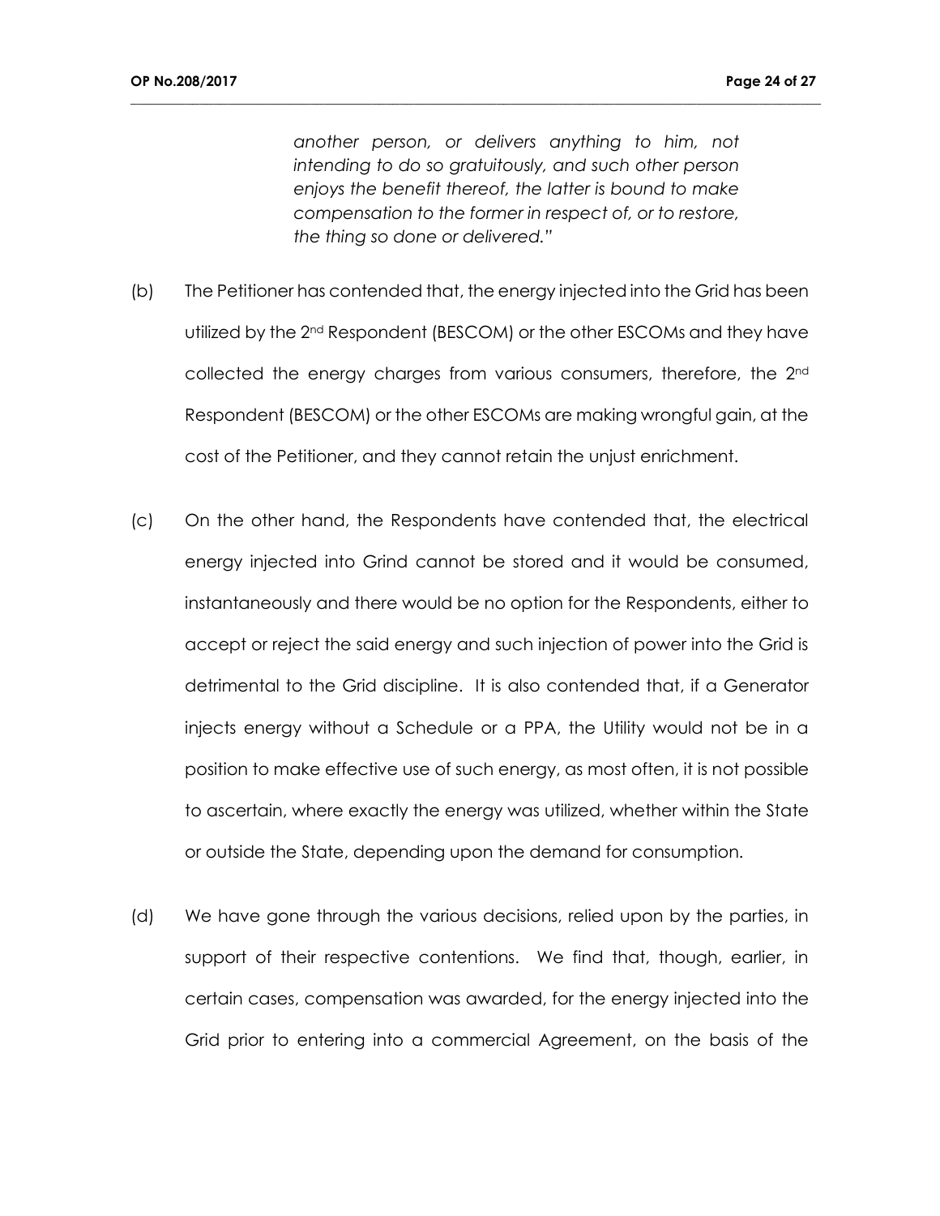*another person, or delivers anything to him, not intending to do so gratuitously, and such other person enjoys the benefit thereof, the latter is bound to make compensation to the former in respect of, or to restore, the thing so done or delivered."*

(b) The Petitioner has contended that, the energy injected into the Grid has been utilized by the 2nd Respondent (BESCOM) or the other ESCOMs and they have collected the energy charges from various consumers, therefore, the 2nd Respondent (BESCOM) or the other ESCOMs are making wrongful gain, at the cost of the Petitioner, and they cannot retain the unjust enrichment.

(c) On the other hand, the Respondents have contended that, the electrical energy injected into Grind cannot be stored and it would be consumed, instantaneously and there would be no option for the Respondents, either to accept or reject the said energy and such injection of power into the Grid is detrimental to the Grid discipline. It is also contended that, if a Generator injects energy without a Schedule or a PPA, the Utility would not be in a position to make effective use of such energy, as most often, it is not possible to ascertain, where exactly the energy was utilized, whether within the State or outside the State, depending upon the demand for consumption.

(d) We have gone through the various decisions, relied upon by the parties, in support of their respective contentions. We find that, though, earlier, in certain cases, compensation was awarded, for the energy injected into the Grid prior to entering into a commercial Agreement, on the basis of the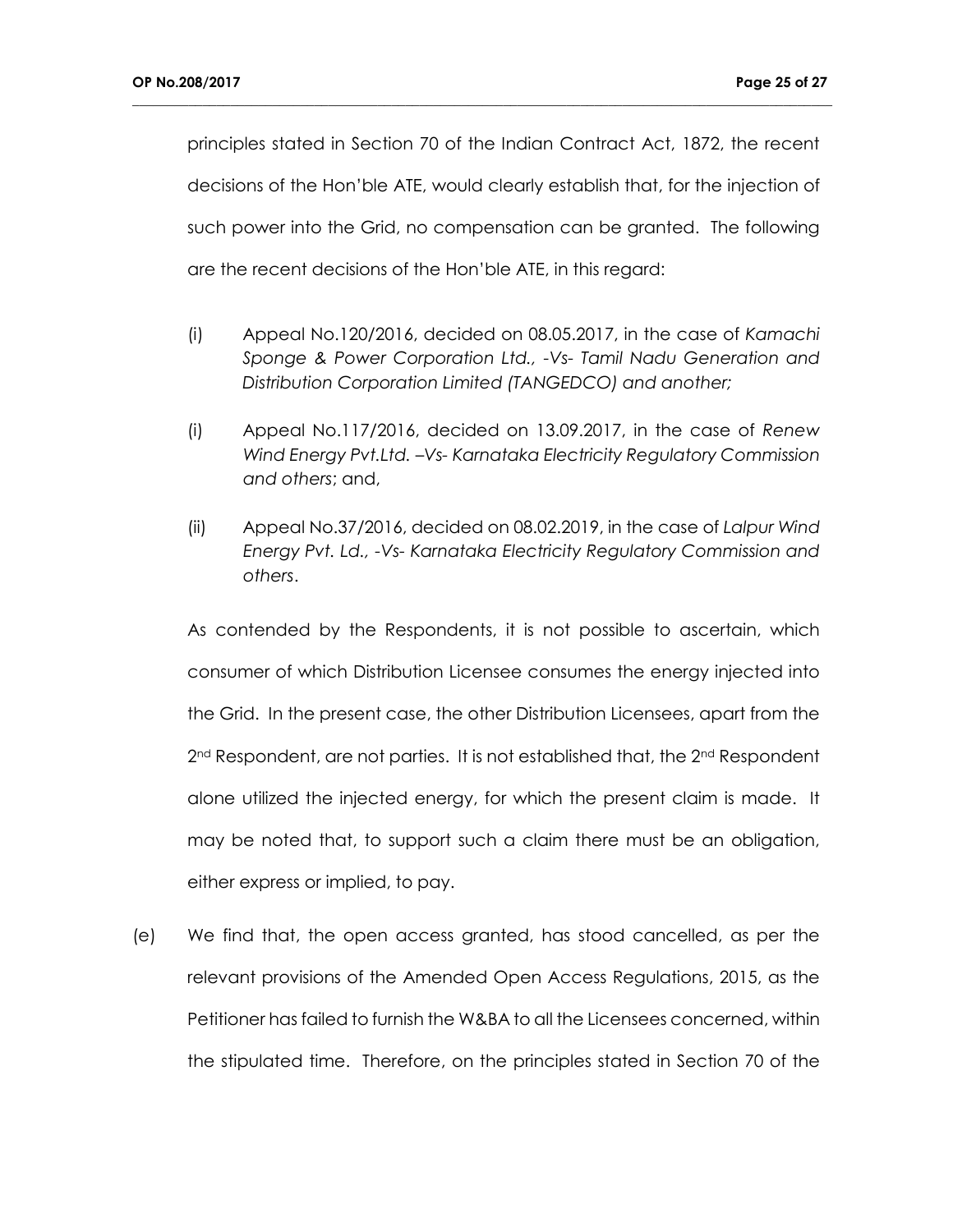principles stated in Section 70 of the Indian Contract Act, 1872, the recent decisions of the Hon'ble ATE, would clearly establish that, for the injection of such power into the Grid, no compensation can be granted. The following are the recent decisions of the Hon'ble ATE, in this regard:

(i) Appeal No.120/2016, decided on 08.05.2017, in the case of *Kamachi Sponge & Power Corporation Ltd., -Vs- Tamil Nadu Generation and Distribution Corporation Limited (TANGEDCO) and another;*

(i) Appeal No.117/2016, decided on 13.09.2017, in the case of *Renew Wind Energy Pvt.Ltd. –Vs- Karnataka Electricity Regulatory Commission and others*; and,

(ii) Appeal No.37/2016, decided on 08.02.2019, in the case of *Lalpur Wind Energy Pvt. Ld., -Vs- Karnataka Electricity Regulatory Commission and others*.

As contended by the Respondents, it is not possible to ascertain, which consumer of which Distribution Licensee consumes the energy injected into the Grid. In the present case, the other Distribution Licensees, apart from the 2nd Respondent, are not parties. It is not established that, the 2nd Respondent alone utilized the injected energy, for which the present claim is made. It may be noted that, to support such a claim there must be an obligation, either express or implied, to pay.

(e) We find that, the open access granted, has stood cancelled, as per the relevant provisions of the Amended Open Access Regulations, 2015, as the Petitioner has failed to furnish the W&BA to all the Licensees concerned, within the stipulated time. Therefore, on the principles stated in Section 70 of the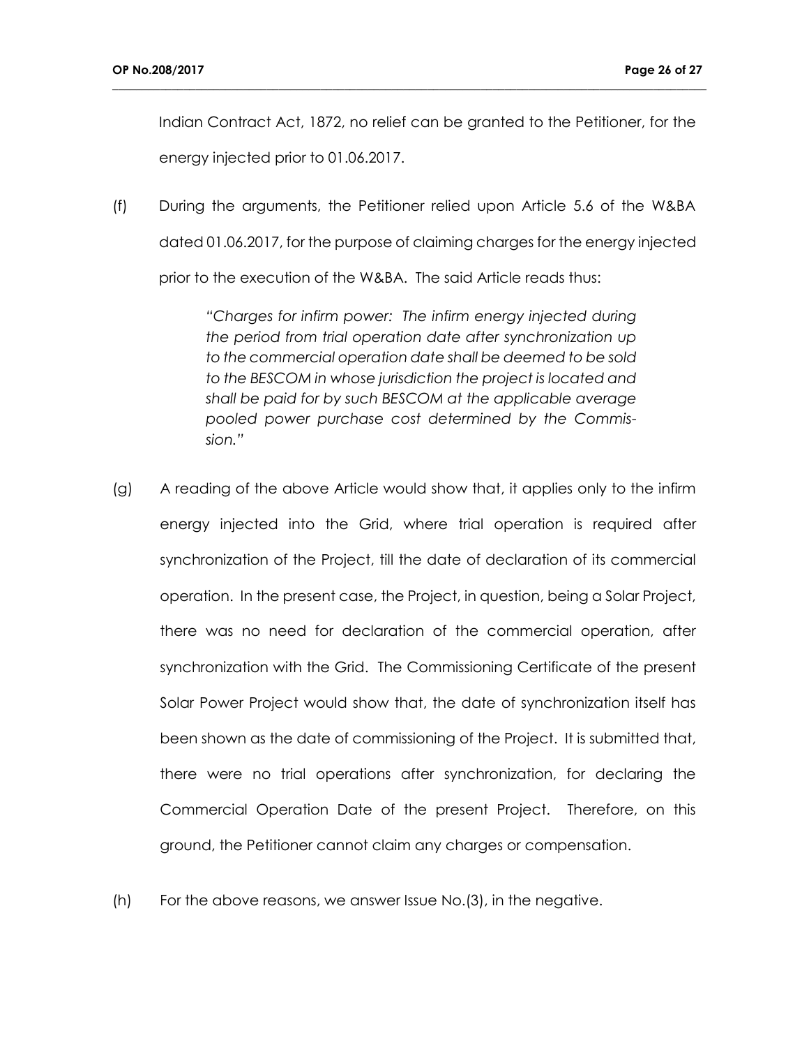Indian Contract Act, 1872, no relief can be granted to the Petitioner, for the energy injected prior to 01.06.2017.

(f) During the arguments, the Petitioner relied upon Article 5.6 of the W&BA dated 01.06.2017, for the purpose of claiming charges for the energy injected prior to the execution of the W&BA. The said Article reads thus:

> *"Charges for infirm power: The infirm energy injected during the period from trial operation date after synchronization up to the commercial operation date shall be deemed to be sold to the BESCOM in whose jurisdiction the project is located and shall be paid for by such BESCOM at the applicable average pooled power purchase cost determined by the Commission."*

(g) A reading of the above Article would show that, it applies only to the infirm energy injected into the Grid, where trial operation is required after synchronization of the Project, till the date of declaration of its commercial operation. In the present case, the Project, in question, being a Solar Project, there was no need for declaration of the commercial operation, after synchronization with the Grid. The Commissioning Certificate of the present Solar Power Project would show that, the date of synchronization itself has been shown as the date of commissioning of the Project. It is submitted that, there were no trial operations after synchronization, for declaring the Commercial Operation Date of the present Project. Therefore, on this ground, the Petitioner cannot claim any charges or compensation.

(h) For the above reasons, we answer Issue No.(3), in the negative.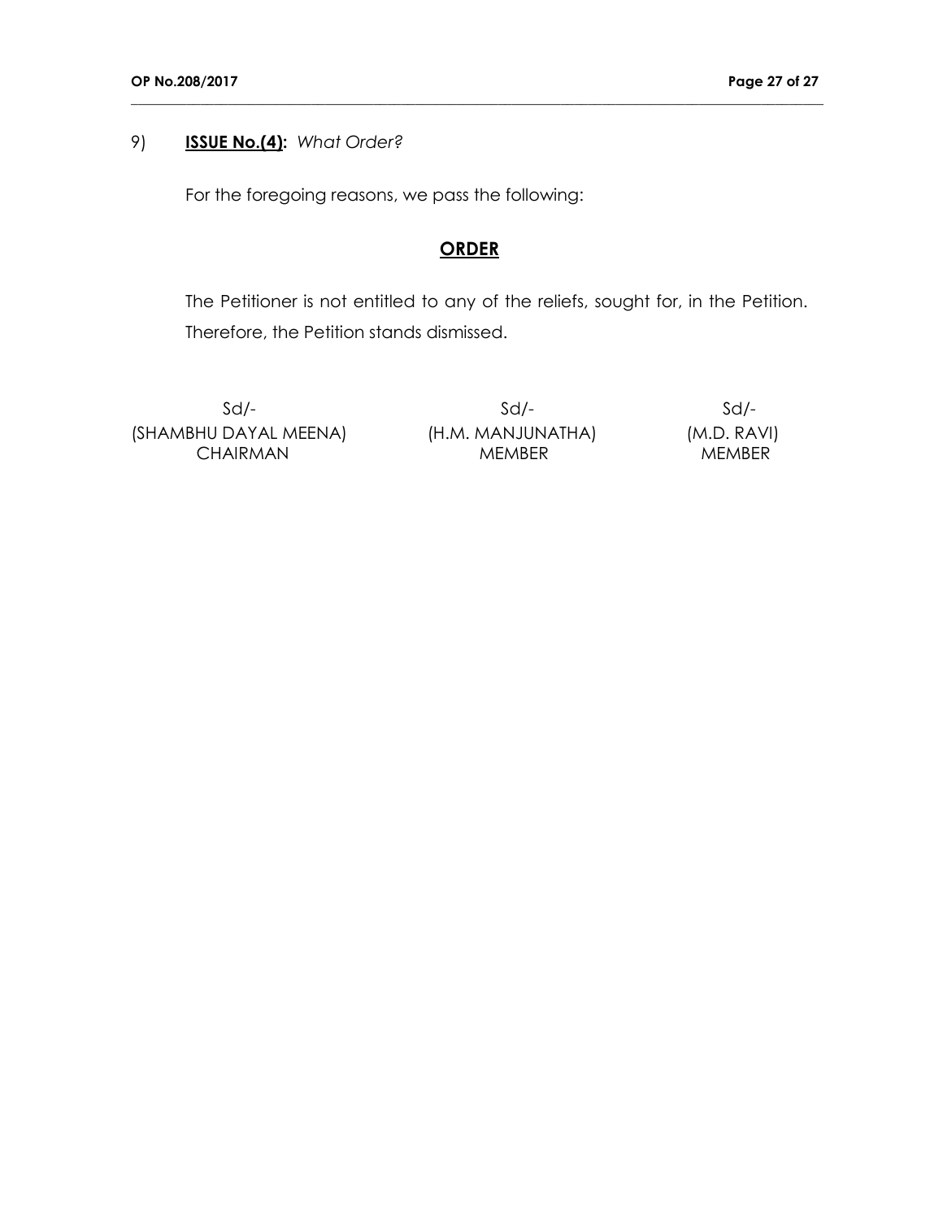9) **ISSUE No.(4):** *What Order?*

For the foregoing reasons, we pass the following:

**ORDER**

The Petitioner is not entitled to any of the reliefs, sought for, in the Petition. Therefore, the Petition stands dismissed.

| | | |
|---|---|---|
| Sd/- | Sd/- | Sd/- |
| (SHAMBHU DAYAL MEENA) | (H.M. MANJUNATHA) | (M.D. RAVI) |
| CHAIRMAN | MEMBER | MEMBER |